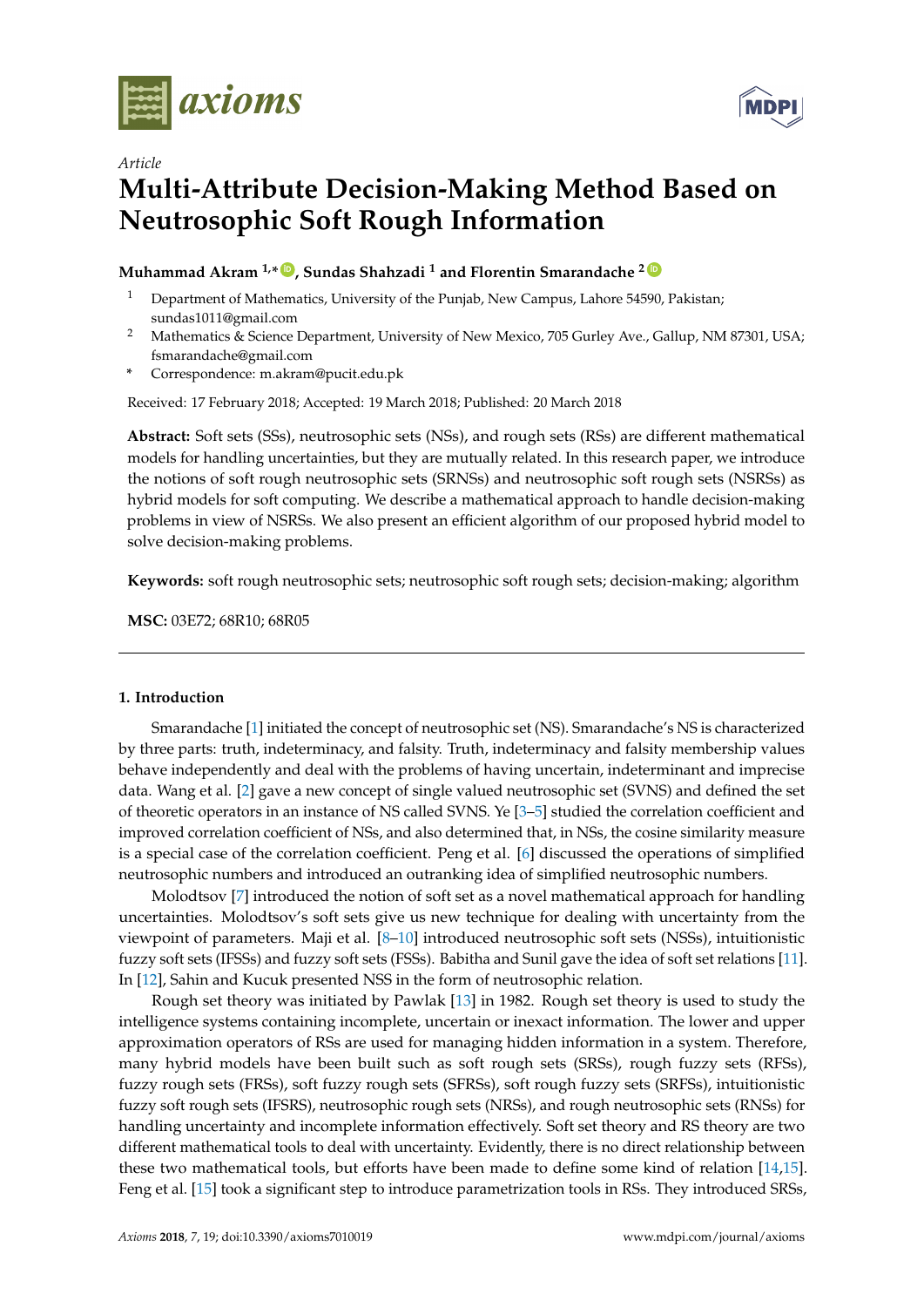*Article*

# Multi-Attribute Decision-Making Method Based on Neutrosophic Soft Rough Information

**Muhammad Akram [1,*], Sundas Shahzadi [1] and Florentin Smarandache [2]**

[1] Department of Mathematics, University of the Punjab, New Campus, Lahore 54590, Pakistan; sundas1011@gmail.com

[2] Mathematics & Science Department, University of New Mexico, 705 Gurley Ave., Gallup, NM 87301, USA; fsmarandache@gmail.com

\* Correspondence: m.akram@pucit.edu.pk

Received: 17 February 2018; Accepted: 19 March 2018; Published: 20 March 2018

**Abstract:** Soft sets (SSs), neutrosophic sets (NSs), and rough sets (RSs) are different mathematical models for handling uncertainties, but they are mutually related. In this research paper, we introduce the notions of soft rough neutrosophic sets (SRNSs) and neutrosophic soft rough sets (NSRSs) as hybrid models for soft computing. We describe a mathematical approach to handle decision-making problems in view of NSRSs. We also present an efficient algorithm of our proposed hybrid model to solve decision-making problems.

**Keywords:** soft rough neutrosophic sets; neutrosophic soft rough sets; decision-making; algorithm

**MSC:** 03E72; 68R10; 68R05

## 1. Introduction

Smarandache [1] initiated the concept of neutrosophic set (NS). Smarandache's NS is characterized by three parts: truth, indeterminacy, and falsity. Truth, indeterminacy and falsity membership values behave independently and deal with the problems of having uncertain, indeterminant and imprecise data. Wang et al. [2] gave a new concept of single valued neutrosophic set (SVNS) and defined the set of theoretic operators in an instance of NS called SVNS. Ye [3–5] studied the correlation coefficient and improved correlation coefficient of NSs, and also determined that, in NSs, the cosine similarity measure is a special case of the correlation coefficient. Peng et al. [6] discussed the operations of simplified neutrosophic numbers and introduced an outranking idea of simplified neutrosophic numbers.

Molodtsov [7] introduced the notion of soft set as a novel mathematical approach for handling uncertainties. Molodtsov's soft sets give us new technique for dealing with uncertainty from the viewpoint of parameters. Maji et al. [8–10] introduced neutrosophic soft sets (NSSs), intuitionistic fuzzy soft sets (IFSSs) and fuzzy soft sets (FSSs). Babitha and Sunil gave the idea of soft set relations [11]. In [12], Sahin and Kucuk presented NSS in the form of neutrosophic relation.

Rough set theory was initiated by Pawlak [13] in 1982. Rough set theory is used to study the intelligence systems containing incomplete, uncertain or inexact information. The lower and upper approximation operators of RSs are used for managing hidden information in a system. Therefore, many hybrid models have been built such as soft rough sets (SRSs), rough fuzzy sets (RFSs), fuzzy rough sets (FRSs), soft fuzzy rough sets (SFRSs), soft rough fuzzy sets (SRFSs), intuitionistic fuzzy soft rough sets (IFSRS), neutrosophic rough sets (NRSs), and rough neutrosophic sets (RNSs) for handling uncertainty and incomplete information effectively. Soft set theory and RS theory are two different mathematical tools to deal with uncertainty. Evidently, there is no direct relationship between these two mathematical tools, but efforts have been made to define some kind of relation [14,15]. Feng et al. [15] took a significant step to introduce parametrization tools in RSs. They introduced SRSs,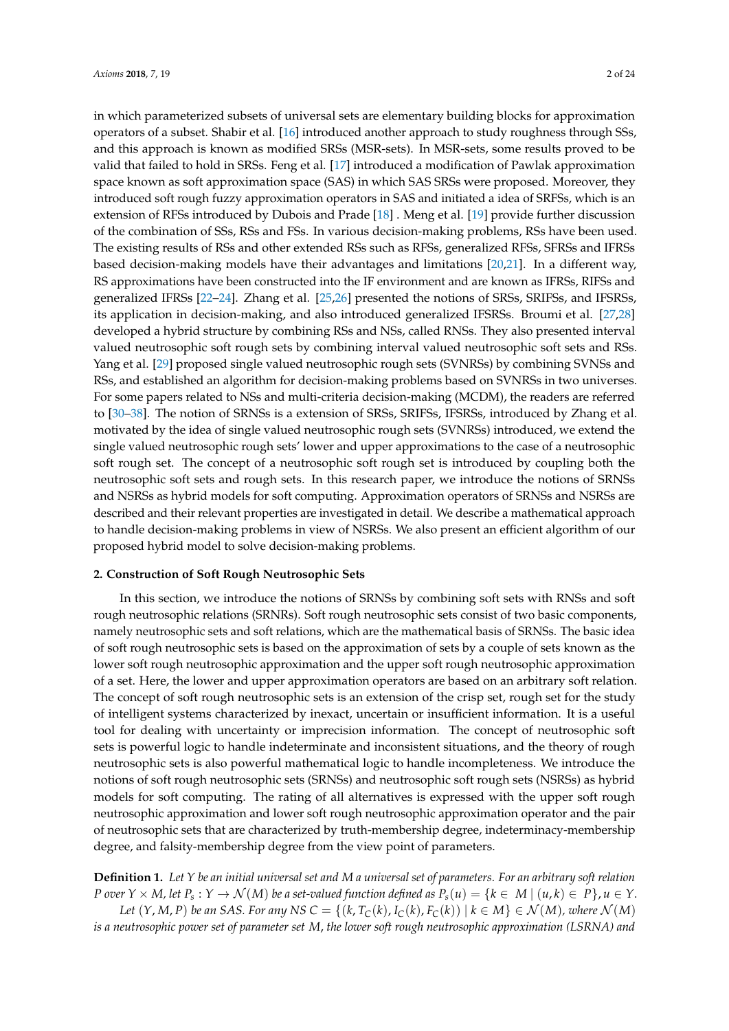in which parameterized subsets of universal sets are elementary building blocks for approximation operators of a subset. Shabir et al. [16] introduced another approach to study roughness through SSs, and this approach is known as modified SRSs (MSR-sets). In MSR-sets, some results proved to be valid that failed to hold in SRSs. Feng et al. [17] introduced a modification of Pawlak approximation space known as soft approximation space (SAS) in which SAS SRSs were proposed. Moreover, they introduced soft rough fuzzy approximation operators in SAS and initiated a idea of SRFSs, which is an extension of RFSs introduced by Dubois and Prade [18] . Meng et al. [19] provide further discussion of the combination of SSs, RSs and FSs. In various decision-making problems, RSs have been used. The existing results of RSs and other extended RSs such as RFSs, generalized RFSs, SFRSs and IFRSs based decision-making models have their advantages and limitations [20,21]. In a different way, RS approximations have been constructed into the IF environment and are known as IFRSs, RIFSs and generalized IFRSs [22–24]. Zhang et al. [25,26] presented the notions of SRSs, SRIFSs, and IFSRSs, its application in decision-making, and also introduced generalized IFSRSs. Broumi et al. [27,28] developed a hybrid structure by combining RSs and NSs, called RNSs. They also presented interval valued neutrosophic soft rough sets by combining interval valued neutrosophic soft sets and RSs. Yang et al. [29] proposed single valued neutrosophic rough sets (SVNRSs) by combining SVNSs and RSs, and established an algorithm for decision-making problems based on SVNRSs in two universes. For some papers related to NSs and multi-criteria decision-making (MCDM), the readers are referred to [30–38]. The notion of SRNSs is a extension of SRSs, SRIFSs, IFSRSs, introduced by Zhang et al. motivated by the idea of single valued neutrosophic rough sets (SVNRSs) introduced, we extend the single valued neutrosophic rough sets' lower and upper approximations to the case of a neutrosophic soft rough set. The concept of a neutrosophic soft rough set is introduced by coupling both the neutrosophic soft sets and rough sets. In this research paper, we introduce the notions of SRNSs and NSRSs as hybrid models for soft computing. Approximation operators of SRNSs and NSRSs are described and their relevant properties are investigated in detail. We describe a mathematical approach to handle decision-making problems in view of NSRSs. We also present an efficient algorithm of our proposed hybrid model to solve decision-making problems.

## 2. Construction of Soft Rough Neutrosophic Sets

In this section, we introduce the notions of SRNSs by combining soft sets with RNSs and soft rough neutrosophic relations (SRNRs). Soft rough neutrosophic sets consist of two basic components, namely neutrosophic sets and soft relations, which are the mathematical basis of SRNSs. The basic idea of soft rough neutrosophic sets is based on the approximation of sets by a couple of sets known as the lower soft rough neutrosophic approximation and the upper soft rough neutrosophic approximation of a set. Here, the lower and upper approximation operators are based on an arbitrary soft relation. The concept of soft rough neutrosophic sets is an extension of the crisp set, rough set for the study of intelligent systems characterized by inexact, uncertain or insufficient information. It is a useful tool for dealing with uncertainty or imprecision information. The concept of neutrosophic soft sets is powerful logic to handle indeterminate and inconsistent situations, and the theory of rough neutrosophic sets is also powerful mathematical logic to handle incompleteness. We introduce the notions of soft rough neutrosophic sets (SRNSs) and neutrosophic soft rough sets (NSRSs) as hybrid models for soft computing. The rating of all alternatives is expressed with the upper soft rough neutrosophic approximation and lower soft rough neutrosophic approximation operator and the pair of neutrosophic sets that are characterized by truth-membership degree, indeterminacy-membership degree, and falsity-membership degree from the view point of parameters.

**Definition 1.** *Let $Y$ be an initial universal set and $M$ a universal set of parameters. For an arbitrary soft relation $P$ over $Y \times M$, let $P_s : Y \to \mathcal{N}(M)$ be a set-valued function defined as $P_s(u) = \{k \in M \mid (u,k) \in P\}$, $u \in Y$.*

*Let $(Y, M, P)$ be an SAS. For any NS $C = \{(k, T_C(k), I_C(k), F_C(k)) \mid k \in M\} \in \mathcal{N}(M)$, where $\mathcal{N}(M)$ is a neutrosophic power set of parameter set $M$, the lower soft rough neutrosophic approximation (LSRNA) and*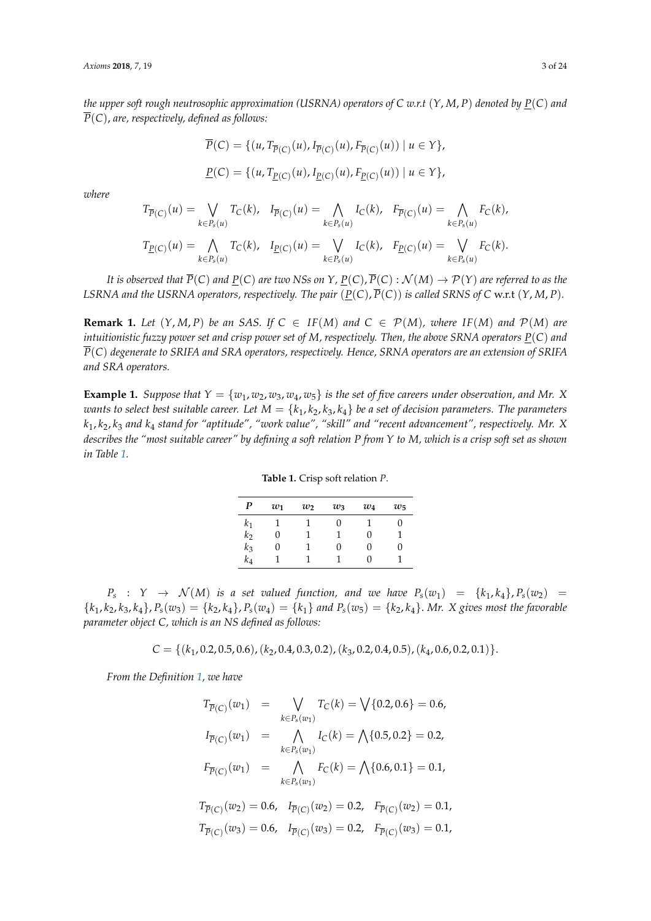*the upper soft rough neutrosophic approximation (USRNA) operators of $C$ w.r.t $(Y, M, P)$ denoted by $\underline{P}(C)$ and $\overline{P}(C)$, are, respectively, defined as follows:*

$$\overline{P}(C) = \{(u, T_{\overline{P}(C)}(u), I_{\overline{P}(C)}(u), F_{\overline{P}(C)}(u)) \mid u \in Y\},$$

$$\underline{P}(C) = \{(u, T_{\underline{P}(C)}(u), I_{\underline{P}(C)}(u), F_{\underline{P}(C)}(u)) \mid u \in Y\},$$

*where*

$$T_{\overline{P}(C)}(u) = \bigvee_{k \in P_s(u)} T_C(k), \quad I_{\overline{P}(C)}(u) = \bigwedge_{k \in P_s(u)} I_C(k), \quad F_{\overline{P}(C)}(u) = \bigwedge_{k \in P_s(u)} F_C(k),$$

$$T_{\underline{P}(C)}(u) = \bigwedge_{k \in P_s(u)} T_C(k), \quad I_{\underline{P}(C)}(u) = \bigvee_{k \in P_s(u)} I_C(k), \quad F_{\underline{P}(C)}(u) = \bigvee_{k \in P_s(u)} F_C(k).$$

*It is observed that $\overline{P}(C)$ and $\underline{P}(C)$ are two NSs on $Y$, $\underline{P}(C), \overline{P}(C) : \mathcal{N}(M) \to \mathcal{P}(Y)$ are referred to as the LSRNA and the USRNA operators, respectively. The pair $(\underline{P}(C), \overline{P}(C))$ is called SRNS of $C$ w.r.t $(Y, M, P)$.*

**Remark 1.** *Let $(Y, M, P)$ be an SAS. If $C \in IF(M)$ and $C \in \mathcal{P}(M)$, where $IF(M)$ and $\mathcal{P}(M)$ are intuitionistic fuzzy power set and crisp power set of $M$, respectively. Then, the above SRNA operators $\underline{P}(C)$ and $\overline{P}(C)$ degenerate to SRIFA and SRA operators, respectively. Hence, SRNA operators are an extension of SRIFA and SRA operators.*

**Example 1.** *Suppose that $Y = \{w_1, w_2, w_3, w_4, w_5\}$ is the set of five careers under observation, and Mr. X wants to select best suitable career. Let $M = \{k_1, k_2, k_3, k_4\}$ be a set of decision parameters. The parameters $k_1, k_2, k_3$ and $k_4$ stand for "aptitude", "work value", "skill" and "recent advancement", respectively. Mr. X describes the "most suitable career" by defining a soft relation $P$ from $Y$ to $M$, which is a crisp soft set as shown in Table 1.*

**Table 1.** Crisp soft relation $P$.

| $P$ | $w_1$ | $w_2$ | $w_3$ | $w_4$ | $w_5$ |
|---|---|---|---|---|---|
| $k_1$ | 1 | 1 | 0 | 1 | 0 |
| $k_2$ | 0 | 1 | 1 | 0 | 1 |
| $k_3$ | 0 | 1 | 0 | 0 | 0 |
| $k_4$ | 1 | 1 | 1 | 0 | 1 |

*$P_s : Y \to \mathcal{N}(M)$ is a set valued function, and we have $P_s(w_1) = \{k_1, k_4\}, P_s(w_2) = \{k_1, k_2, k_3, k_4\}, P_s(w_3) = \{k_2, k_4\}, P_s(w_4) = \{k_1\}$ and $P_s(w_5) = \{k_2, k_4\}$. Mr. X gives most the favorable parameter object $C$, which is an NS defined as follows:*

$$C = \{(k_1, 0.2, 0.5, 0.6), (k_2, 0.4, 0.3, 0.2), (k_3, 0.2, 0.4, 0.5), (k_4, 0.6, 0.2, 0.1)\}.$$

*From the Definition 1, we have*

$$T_{\overline{P}(C)}(w_1) = \bigvee_{k \in P_s(w_1)} T_C(k) = \bigvee\{0.2, 0.6\} = 0.6,$$

$$I_{\overline{P}(C)}(w_1) = \bigwedge_{k \in P_s(w_1)} I_C(k) = \bigwedge\{0.5, 0.2\} = 0.2,$$

$$F_{\overline{P}(C)}(w_1) = \bigwedge_{k \in P_s(w_1)} F_C(k) = \bigwedge\{0.6, 0.1\} = 0.1,$$

$$T_{\overline{P}(C)}(w_2) = 0.6, \quad I_{\overline{P}(C)}(w_2) = 0.2, \quad F_{\overline{P}(C)}(w_2) = 0.1,$$

$$T_{\overline{P}(C)}(w_3) = 0.6, \quad I_{\overline{P}(C)}(w_3) = 0.2, \quad F_{\overline{P}(C)}(w_3) = 0.1,$$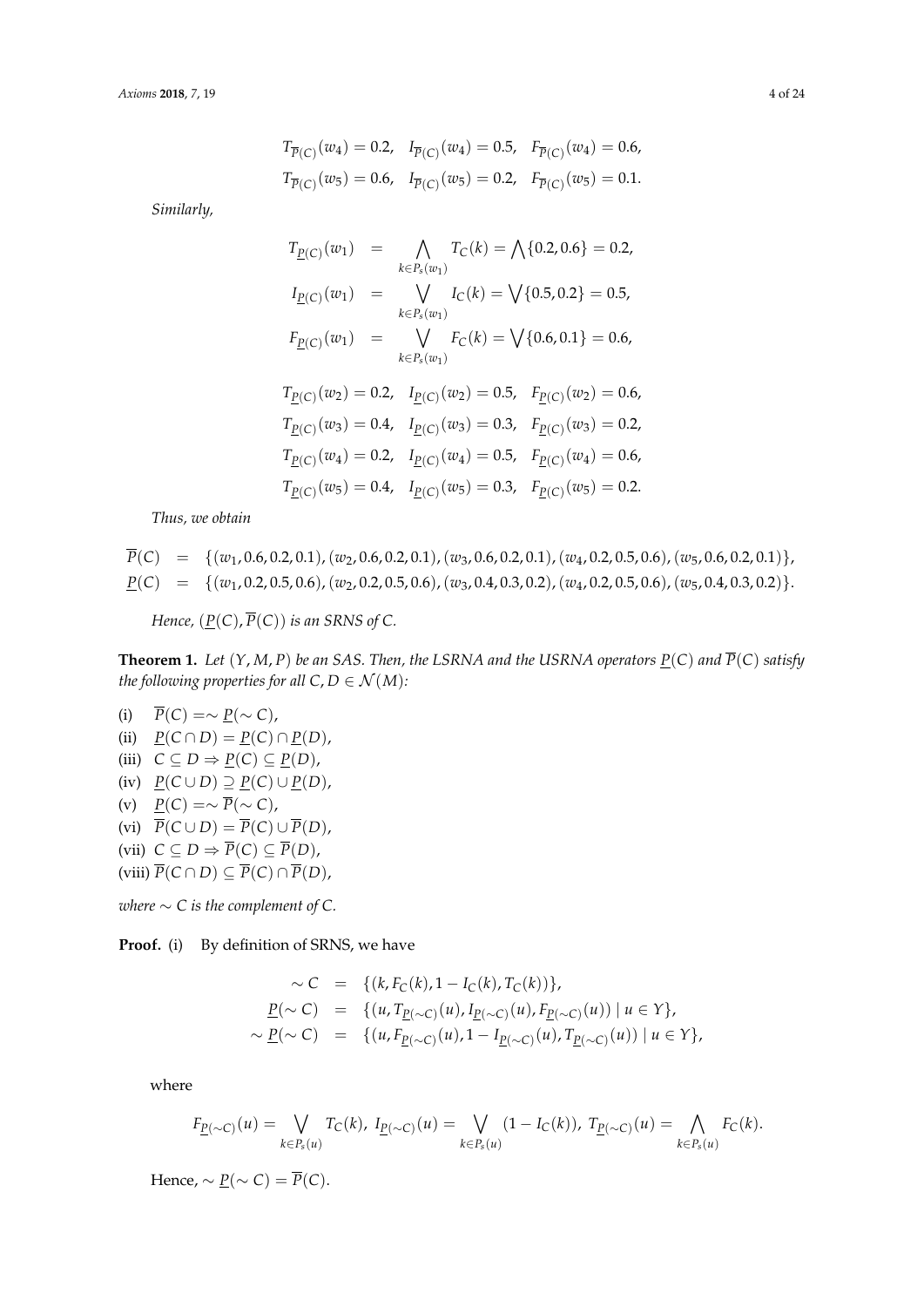$$T_{\overline{P}(C)}(w_4) = 0.2, \quad I_{\overline{P}(C)}(w_4) = 0.5, \quad F_{\overline{P}(C)}(w_4) = 0.6,$$
$$T_{\overline{P}(C)}(w_5) = 0.6, \quad I_{\overline{P}(C)}(w_5) = 0.2, \quad F_{\overline{P}(C)}(w_5) = 0.1.$$

*Similarly,*

$$\begin{aligned}
T_{\underline{P}(C)}(w_1) &= \bigwedge_{k \in P_s(w_1)} T_C(k) = \bigwedge\{0.2, 0.6\} = 0.2, \\
I_{\underline{P}(C)}(w_1) &= \bigvee_{k \in P_s(w_1)} I_C(k) = \bigvee\{0.5, 0.2\} = 0.5, \\
F_{\underline{P}(C)}(w_1) &= \bigvee_{k \in P_s(w_1)} F_C(k) = \bigvee\{0.6, 0.1\} = 0.6,
\end{aligned}$$

$$T_{\underline{P}(C)}(w_2) = 0.2, \quad I_{\underline{P}(C)}(w_2) = 0.5, \quad F_{\underline{P}(C)}(w_2) = 0.6,$$
$$T_{\underline{P}(C)}(w_3) = 0.4, \quad I_{\underline{P}(C)}(w_3) = 0.3, \quad F_{\underline{P}(C)}(w_3) = 0.2,$$
$$T_{\underline{P}(C)}(w_4) = 0.2, \quad I_{\underline{P}(C)}(w_4) = 0.5, \quad F_{\underline{P}(C)}(w_4) = 0.6,$$
$$T_{\underline{P}(C)}(w_5) = 0.4, \quad I_{\underline{P}(C)}(w_5) = 0.3, \quad F_{\underline{P}(C)}(w_5) = 0.2.$$

*Thus, we obtain*

$$\begin{aligned}
\overline{P}(C) &= \{(w_1, 0.6, 0.2, 0.1), (w_2, 0.6, 0.2, 0.1), (w_3, 0.6, 0.2, 0.1), (w_4, 0.2, 0.5, 0.6), (w_5, 0.6, 0.2, 0.1)\}, \\
\underline{P}(C) &= \{(w_1, 0.2, 0.5, 0.6), (w_2, 0.2, 0.5, 0.6), (w_3, 0.4, 0.3, 0.2), (w_4, 0.2, 0.5, 0.6), (w_5, 0.4, 0.3, 0.2)\}.
\end{aligned}$$

*Hence, $(\underline{P}(C), \overline{P}(C))$ is an SRNS of $C$.*

**Theorem 1.** *Let $(Y, M, P)$ be an SAS. Then, the LSRNA and the USRNA operators $\underline{P}(C)$ and $\overline{P}(C)$ satisfy the following properties for all $C, D \in \mathcal{N}(M)$:*

(i) $\overline{P}(C) = \sim \underline{P}(\sim C)$,
(ii) $\underline{P}(C \cap D) = \underline{P}(C) \cap \underline{P}(D)$,
(iii) $C \subseteq D \Rightarrow \underline{P}(C) \subseteq \underline{P}(D)$,
(iv) $\underline{P}(C \cup D) \supseteq \underline{P}(C) \cup \underline{P}(D)$,
(v) $\underline{P}(C) = \sim \overline{P}(\sim C)$,
(vi) $\overline{P}(C \cup D) = \overline{P}(C) \cup \overline{P}(D)$,
(vii) $C \subseteq D \Rightarrow \overline{P}(C) \subseteq \overline{P}(D)$,
(viii) $\overline{P}(C \cap D) \subseteq \overline{P}(C) \cap \overline{P}(D)$,

*where $\sim C$ is the complement of $C$.*

**Proof.** (i) By definition of SRNS, we have

$$\begin{aligned}
\sim C &= \{(k, F_C(k), 1 - I_C(k), T_C(k))\}, \\
\underline{P}(\sim C) &= \{(u, T_{\underline{P}(\sim C)}(u), I_{\underline{P}(\sim C)}(u), F_{\underline{P}(\sim C)}(u)) \mid u \in Y\}, \\
\sim \underline{P}(\sim C) &= \{(u, F_{\underline{P}(\sim C)}(u), 1 - I_{\underline{P}(\sim C)}(u), T_{\underline{P}(\sim C)}(u)) \mid u \in Y\},
\end{aligned}$$

where

$$F_{\underline{P}(\sim C)}(u) = \bigvee_{k \in P_s(u)} T_C(k), \ I_{\underline{P}(\sim C)}(u) = \bigvee_{k \in P_s(u)} (1 - I_C(k)), \ T_{\underline{P}(\sim C)}(u) = \bigwedge_{k \in P_s(u)} F_C(k).$$

Hence, $\sim \underline{P}(\sim C) = \overline{P}(C)$.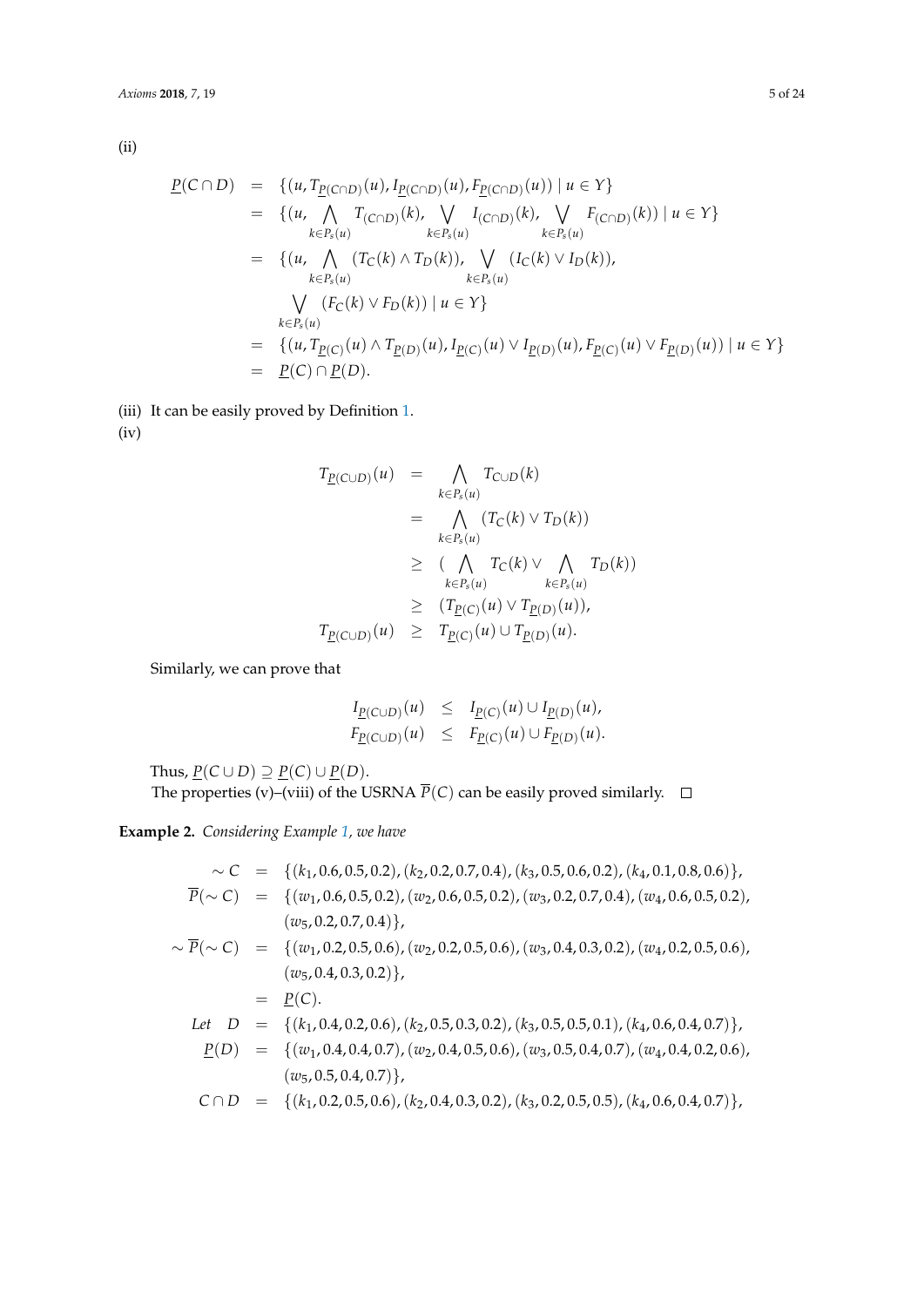(ii)

$$
\begin{aligned}
\underline{P}(C \cap D) &= \{(u, T_{\underline{P}(C \cap D)}(u), I_{\underline{P}(C \cap D)}(u), F_{\underline{P}(C \cap D)}(u)) \mid u \in Y\} \\
&= \{(u, \bigwedge_{k \in P_s(u)} T_{(C \cap D)}(k), \bigvee_{k \in P_s(u)} I_{(C \cap D)}(k), \bigvee_{k \in P_s(u)} F_{(C \cap D)}(k)) \mid u \in Y\} \\
&= \{(u, \bigwedge_{k \in P_s(u)} (T_C(k) \wedge T_D(k)), \bigvee_{k \in P_s(u)} (I_C(k) \vee I_D(k)), \\
&\quad \bigvee_{k \in P_s(u)} (F_C(k) \vee F_D(k)) \mid u \in Y\} \\
&= \{(u, T_{\underline{P}(C)}(u) \wedge T_{\underline{P}(D)}(u), I_{\underline{P}(C)}(u) \vee I_{\underline{P}(D)}(u), F_{\underline{P}(C)}(u) \vee F_{\underline{P}(D)}(u)) \mid u \in Y\} \\
&= \underline{P}(C) \cap \underline{P}(D).
\end{aligned}
$$

(iii) It can be easily proved by Definition 1.

(iv)

$$
\begin{aligned}
T_{\underline{P}(C \cup D)}(u) &= \bigwedge_{k \in P_s(u)} T_{C \cup D}(k) \\
&= \bigwedge_{k \in P_s(u)} (T_C(k) \vee T_D(k)) \\
&\geq (\bigwedge_{k \in P_s(u)} T_C(k) \vee \bigwedge_{k \in P_s(u)} T_D(k)) \\
&\geq (T_{\underline{P}(C)}(u) \vee T_{\underline{P}(D)}(u)), \\
T_{\underline{P}(C \cup D)}(u) &\geq T_{\underline{P}(C)}(u) \cup T_{\underline{P}(D)}(u).
\end{aligned}
$$

Similarly, we can prove that

$$
\begin{aligned}
I_{\underline{P}(C \cup D)}(u) &\leq I_{\underline{P}(C)}(u) \cup I_{\underline{P}(D)}(u), \\
F_{\underline{P}(C \cup D)}(u) &\leq F_{\underline{P}(C)}(u) \cup F_{\underline{P}(D)}(u).
\end{aligned}
$$

Thus, $\underline{P}(C \cup D) \supseteq \underline{P}(C) \cup \underline{P}(D)$.

The properties (v)–(viii) of the USRNA $\overline{P}(C)$ can be easily proved similarly. □

**Example 2.** *Considering Example 1, we have*

$$
\begin{aligned}
\sim C &= \{(k_1, 0.6, 0.5, 0.2), (k_2, 0.2, 0.7, 0.4), (k_3, 0.5, 0.6, 0.2), (k_4, 0.1, 0.8, 0.6)\}, \\
\overline{P}(\sim C) &= \{(w_1, 0.6, 0.5, 0.2), (w_2, 0.6, 0.5, 0.2), (w_3, 0.2, 0.7, 0.4), (w_4, 0.6, 0.5, 0.2), \\
&\quad (w_5, 0.2, 0.7, 0.4)\}, \\
\sim \overline{P}(\sim C) &= \{(w_1, 0.2, 0.5, 0.6), (w_2, 0.2, 0.5, 0.6), (w_3, 0.4, 0.3, 0.2), (w_4, 0.2, 0.5, 0.6), \\
&\quad (w_5, 0.4, 0.3, 0.2)\}, \\
&= \underline{P}(C). \\
\textit{Let} \quad D &= \{(k_1, 0.4, 0.2, 0.6), (k_2, 0.5, 0.3, 0.2), (k_3, 0.5, 0.5, 0.1), (k_4, 0.6, 0.4, 0.7)\}, \\
\underline{P}(D) &= \{(w_1, 0.4, 0.4, 0.7), (w_2, 0.4, 0.5, 0.6), (w_3, 0.5, 0.4, 0.7), (w_4, 0.4, 0.2, 0.6), \\
&\quad (w_5, 0.5, 0.4, 0.7)\}, \\
C \cap D &= \{(k_1, 0.2, 0.5, 0.6), (k_2, 0.4, 0.3, 0.2), (k_3, 0.2, 0.5, 0.5), (k_4, 0.6, 0.4, 0.7)\},
\end{aligned}
$$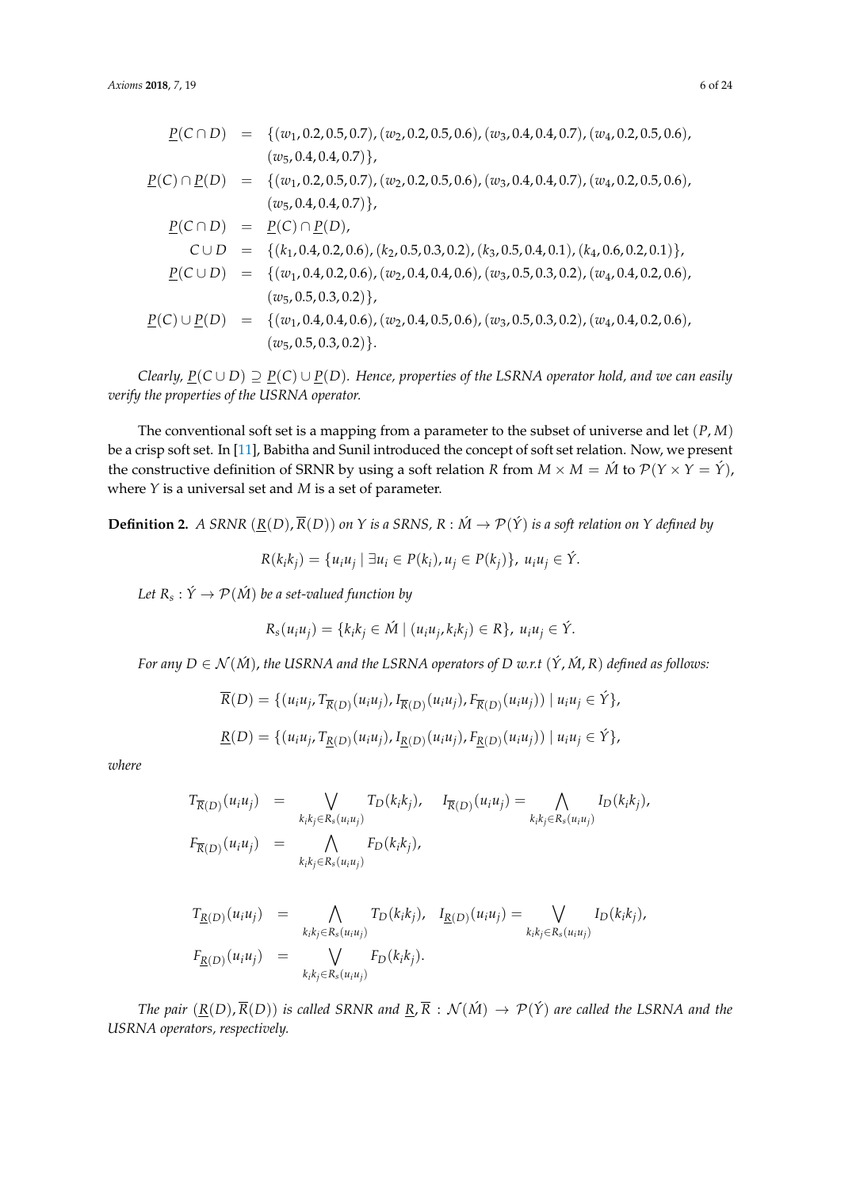$$
\begin{aligned}
\underline{P}(C \cap D) &= \{(w_1, 0.2, 0.5, 0.7), (w_2, 0.2, 0.5, 0.6), (w_3, 0.4, 0.4, 0.7), (w_4, 0.2, 0.5, 0.6), \\
&\quad (w_5, 0.4, 0.4, 0.7)\}, \\
\underline{P}(C) \cap \underline{P}(D) &= \{(w_1, 0.2, 0.5, 0.7), (w_2, 0.2, 0.5, 0.6), (w_3, 0.4, 0.4, 0.7), (w_4, 0.2, 0.5, 0.6), \\
&\quad (w_5, 0.4, 0.4, 0.7)\}, \\
\underline{P}(C \cap D) &= \underline{P}(C) \cap \underline{P}(D), \\
C \cup D &= \{(k_1, 0.4, 0.2, 0.6), (k_2, 0.5, 0.3, 0.2), (k_3, 0.5, 0.4, 0.1), (k_4, 0.6, 0.2, 0.1)\}, \\
\underline{P}(C \cup D) &= \{(w_1, 0.4, 0.2, 0.6), (w_2, 0.4, 0.4, 0.6), (w_3, 0.5, 0.3, 0.2), (w_4, 0.4, 0.2, 0.6), \\
&\quad (w_5, 0.5, 0.3, 0.2)\}, \\
\underline{P}(C) \cup \underline{P}(D) &= \{(w_1, 0.4, 0.4, 0.6), (w_2, 0.4, 0.5, 0.6), (w_3, 0.5, 0.3, 0.2), (w_4, 0.4, 0.2, 0.6), \\
&\quad (w_5, 0.5, 0.3, 0.2)\}.
\end{aligned}
$$

*Clearly, $\underline{P}(C \cup D) \supseteq \underline{P}(C) \cup \underline{P}(D)$. Hence, properties of the LSRNA operator hold, and we can easily verify the properties of the USRNA operator.*

The conventional soft set is a mapping from a parameter to the subset of universe and let $(P, M)$ be a crisp soft set. In [11], Babitha and Sunil introduced the concept of soft set relation. Now, we present the constructive definition of SRNR by using a soft relation $R$ from $M \times M = \acute{M}$ to $\mathcal{P}(Y \times Y = \acute{Y})$, where $Y$ is a universal set and $M$ is a set of parameter.

**Definition 2.** *A SRNR $(\underline{R}(D), \overline{R}(D))$ on $Y$ is a SRNS, $R : \acute{M} \to \mathcal{P}(\acute{Y})$ is a soft relation on $Y$ defined by*

$$R(k_i k_j) = \{u_i u_j \mid \exists u_i \in P(k_i), u_j \in P(k_j)\},\ u_i u_j \in \acute{Y}.$$

*Let $R_s : \acute{Y} \to \mathcal{P}(\acute{M})$ be a set-valued function by*

$$R_s(u_i u_j) = \{k_i k_j \in \acute{M} \mid (u_i u_j, k_i k_j) \in R\},\ u_i u_j \in \acute{Y}.$$

*For any $D \in \mathcal{N}(\acute{M})$, the USRNA and the LSRNA operators of $D$ w.r.t $(\acute{Y}, \acute{M}, R)$ defined as follows:*

$$\overline{R}(D) = \{(u_i u_j, T_{\overline{R}(D)}(u_i u_j), I_{\overline{R}(D)}(u_i u_j), F_{\overline{R}(D)}(u_i u_j)) \mid u_i u_j \in \acute{Y}\},$$

$$\underline{R}(D) = \{(u_i u_j, T_{\underline{R}(D)}(u_i u_j), I_{\underline{R}(D)}(u_i u_j), F_{\underline{R}(D)}(u_i u_j)) \mid u_i u_j \in \acute{Y}\},$$

*where*

$$
\begin{aligned}
T_{\overline{R}(D)}(u_i u_j) &= \bigvee_{k_i k_j \in R_s(u_i u_j)} T_D(k_i k_j), \quad I_{\overline{R}(D)}(u_i u_j) = \bigwedge_{k_i k_j \in R_s(u_i u_j)} I_D(k_i k_j), \\
F_{\overline{R}(D)}(u_i u_j) &= \bigwedge_{k_i k_j \in R_s(u_i u_j)} F_D(k_i k_j),
\end{aligned}
$$

$$
\begin{aligned}
T_{\underline{R}(D)}(u_i u_j) &= \bigwedge_{k_i k_j \in R_s(u_i u_j)} T_D(k_i k_j), \quad I_{\underline{R}(D)}(u_i u_j) = \bigvee_{k_i k_j \in R_s(u_i u_j)} I_D(k_i k_j), \\
F_{\underline{R}(D)}(u_i u_j) &= \bigvee_{k_i k_j \in R_s(u_i u_j)} F_D(k_i k_j).
\end{aligned}
$$

*The pair $(\underline{R}(D), \overline{R}(D))$ is called SRNR and $\underline{R}, \overline{R} : \mathcal{N}(\acute{M}) \to \mathcal{P}(\acute{Y})$ are called the LSRNA and the USRNA operators, respectively.*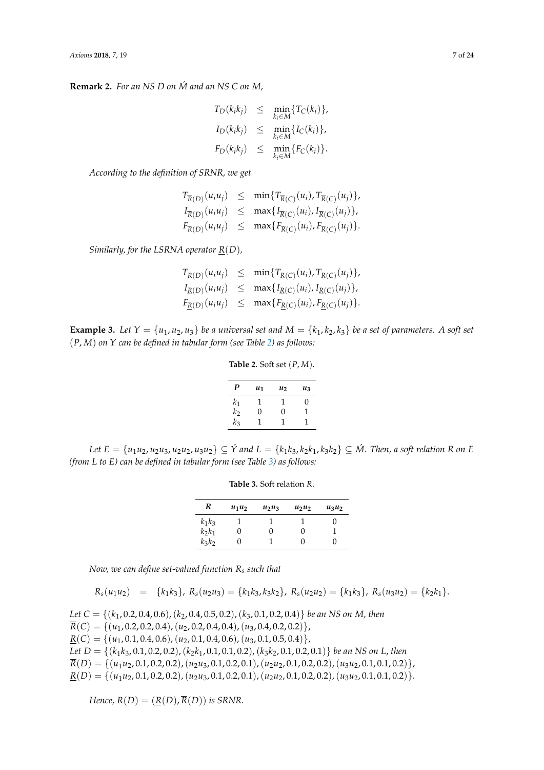**Remark 2.** *For an NS D on $\acute{M}$ and an NS C on M,*

$$
\begin{aligned}
T_D(k_ik_j) &\leq \min_{k_i \in M}\{T_C(k_i)\},\\
I_D(k_ik_j) &\leq \min_{k_i \in M}\{I_C(k_i)\},\\
F_D(k_ik_j) &\leq \min_{k_i \in M}\{F_C(k_i)\}.
\end{aligned}
$$

*According to the definition of SRNR, we get*

$$
\begin{aligned}
T_{\overline{R}(D)}(u_iu_j) &\leq \min\{T_{\overline{R}(C)}(u_i), T_{\overline{R}(C)}(u_j)\},\\
I_{\overline{R}(D)}(u_iu_j) &\leq \max\{I_{\overline{R}(C)}(u_i), I_{\overline{R}(C)}(u_j)\},\\
F_{\overline{R}(D)}(u_iu_j) &\leq \max\{F_{\overline{R}(C)}(u_i), F_{\overline{R}(C)}(u_j)\}.
\end{aligned}
$$

*Similarly, for the LSRNA operator $\underline{R}(D)$,*

$$
\begin{aligned}
T_{\underline{R}(D)}(u_iu_j) &\leq \min\{T_{\underline{R}(C)}(u_i), T_{\underline{R}(C)}(u_j)\},\\
I_{\underline{R}(D)}(u_iu_j) &\leq \max\{I_{\underline{R}(C)}(u_i), I_{\underline{R}(C)}(u_j)\},\\
F_{\underline{R}(D)}(u_iu_j) &\leq \max\{F_{\underline{R}(C)}(u_i), F_{\underline{R}(C)}(u_j)\}.
\end{aligned}
$$

**Example 3.** *Let $Y = \{u_1, u_2, u_3\}$ be a universal set and $M = \{k_1, k_2, k_3\}$ be a set of parameters. A soft set $(P, M)$ on Y can be defined in tabular form (see Table 2) as follows:*

**Table 2.** Soft set $(P, M)$.

| $P$ | $u_1$ | $u_2$ | $u_3$ |
|---|---|---|---|
| $k_1$ | 1 | 1 | 0 |
| $k_2$ | 0 | 0 | 1 |
| $k_3$ | 1 | 1 | 1 |

*Let $E = \{u_1u_2, u_2u_3, u_2u_2, u_3u_2\} \subseteq \acute{Y}$ and $L = \{k_1k_3, k_2k_1, k_3k_2\} \subseteq \acute{M}$. Then, a soft relation R on E (from L to E) can be defined in tabular form (see Table 3) as follows:*

**Table 3.** Soft relation $R$.

| $R$ | $u_1u_2$ | $u_2u_3$ | $u_2u_2$ | $u_3u_2$ |
|---|---|---|---|---|
| $k_1k_3$ | 1 | 1 | 1 | 0 |
| $k_2k_1$ | 0 | 0 | 0 | 1 |
| $k_3k_2$ | 0 | 1 | 0 | 0 |

*Now, we can define set-valued function $R_s$ such that*

$$
R_s(u_1u_2) = \{k_1k_3\},\ R_s(u_2u_3) = \{k_1k_3, k_3k_2\},\ R_s(u_2u_2) = \{k_1k_3\},\ R_s(u_3u_2) = \{k_2k_1\}.
$$

*Let $C = \{(k_1, 0.2, 0.4, 0.6), (k_2, 0.4, 0.5, 0.2), (k_3, 0.1, 0.2, 0.4)\}$ be an NS on M, then*
$\overline{R}(C) = \{(u_1, 0.2, 0.2, 0.4), (u_2, 0.2, 0.4, 0.4), (u_3, 0.4, 0.2, 0.2)\}$,
$\underline{R}(C) = \{(u_1, 0.1, 0.4, 0.6), (u_2, 0.1, 0.4, 0.6), (u_3, 0.1, 0.5, 0.4)\}$,
*Let $D = \{(k_1k_3, 0.1, 0.2, 0.2), (k_2k_1, 0.1, 0.1, 0.2), (k_3k_2, 0.1, 0.2, 0.1)\}$ be an NS on L, then*
$\overline{R}(D) = \{(u_1u_2, 0.1, 0.2, 0.2), (u_2u_3, 0.1, 0.2, 0.1), (u_2u_2, 0.1, 0.2, 0.2), (u_3u_2, 0.1, 0.1, 0.2)\}$,
$\underline{R}(D) = \{(u_1u_2, 0.1, 0.2, 0.2), (u_2u_3, 0.1, 0.2, 0.1), (u_2u_2, 0.1, 0.2, 0.2), (u_3u_2, 0.1, 0.1, 0.2)\}$.

*Hence, $R(D) = (\underline{R}(D), \overline{R}(D))$ is SRNR.*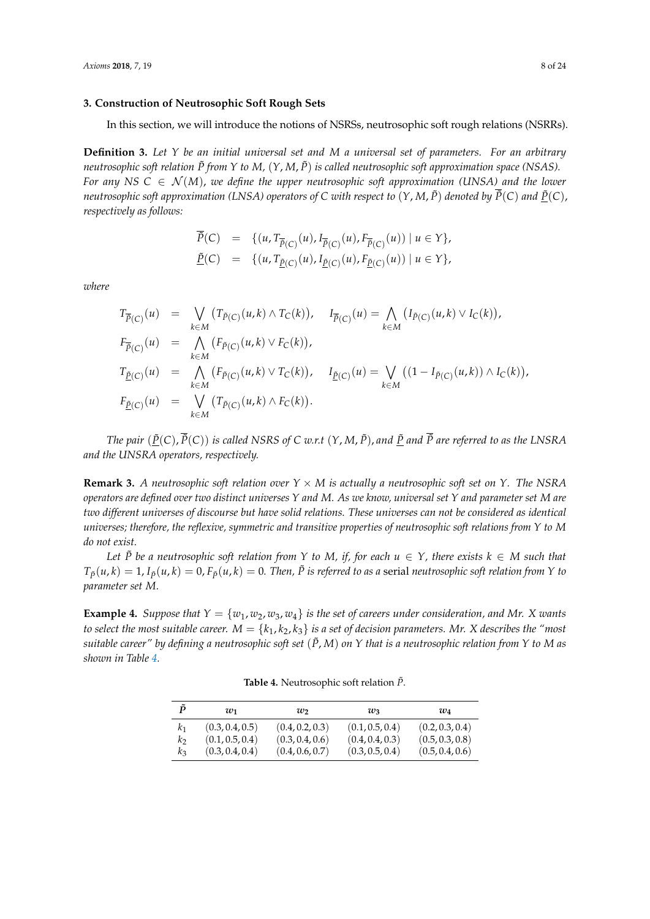## 3. Construction of Neutrosophic Soft Rough Sets

In this section, we will introduce the notions of NSRSs, neutrosophic soft rough relations (NSRRs).

**Definition 3.** *Let $Y$ be an initial universal set and $M$ a universal set of parameters. For an arbitrary neutrosophic soft relation $\tilde{P}$ from $Y$ to $M$, $(Y, M, \tilde{P})$ is called neutrosophic soft approximation space (NSAS). For any NS $C \in \mathcal{N}(M)$, we define the upper neutrosophic soft approximation (UNSA) and the lower neutrosophic soft approximation (LNSA) operators of $C$ with respect to $(Y, M, \tilde{P})$ denoted by $\overline{\tilde{P}}(C)$ and $\underline{\tilde{P}}(C)$, respectively as follows:*

$$
\begin{aligned}
\overline{\tilde{P}}(C) &= \{(u, T_{\overline{\tilde{P}}(C)}(u), I_{\overline{\tilde{P}}(C)}(u), F_{\overline{\tilde{P}}(C)}(u)) \mid u \in Y\},\\
\underline{\tilde{P}}(C) &= \{(u, T_{\underline{\tilde{P}}(C)}(u), I_{\underline{\tilde{P}}(C)}(u), F_{\underline{\tilde{P}}(C)}(u)) \mid u \in Y\},
\end{aligned}
$$

*where*

$$
\begin{aligned}
T_{\overline{\tilde{P}}(C)}(u) &= \bigvee_{k \in M} \big(T_{\tilde{P}(C)}(u,k) \wedge T_C(k)\big), \quad I_{\overline{\tilde{P}}(C)}(u) = \bigwedge_{k \in M} \big(I_{\tilde{P}(C)}(u,k) \vee I_C(k)\big),\\
F_{\overline{\tilde{P}}(C)}(u) &= \bigwedge_{k \in M} \big(F_{\tilde{P}(C)}(u,k) \vee F_C(k)\big),\\
T_{\underline{\tilde{P}}(C)}(u) &= \bigwedge_{k \in M} \big(F_{\tilde{P}(C)}(u,k) \vee T_C(k)\big), \quad I_{\underline{\tilde{P}}(C)}(u) = \bigvee_{k \in M} \big((1 - I_{\tilde{P}(C)}(u,k)) \wedge I_C(k)\big),\\
F_{\underline{\tilde{P}}(C)}(u) &= \bigvee_{k \in M} \big(T_{\tilde{P}(C)}(u,k) \wedge F_C(k)\big).
\end{aligned}
$$

*The pair $(\underline{\tilde{P}}(C), \overline{\tilde{P}}(C))$ is called NSRS of $C$ w.r.t $(Y, M, \tilde{P})$, and $\underline{\tilde{P}}$ and $\overline{\tilde{P}}$ are referred to as the LNSRA and the UNSRA operators, respectively.*

**Remark 3.** *A neutrosophic soft relation over $Y \times M$ is actually a neutrosophic soft set on $Y$. The NSRA operators are defined over two distinct universes $Y$ and $M$. As we know, universal set $Y$ and parameter set $M$ are two different universes of discourse but have solid relations. These universes can not be considered as identical universes; therefore, the reflexive, symmetric and transitive properties of neutrosophic soft relations from $Y$ to $M$ do not exist.*

*Let $\tilde{P}$ be a neutrosophic soft relation from $Y$ to $M$, if, for each $u \in Y$, there exists $k \in M$ such that $T_{\tilde{P}}(u,k) = 1, I_{\tilde{P}}(u,k) = 0, F_{\tilde{P}}(u,k) = 0$. Then, $\tilde{P}$ is referred to as a* serial *neutrosophic soft relation from $Y$ to parameter set $M$.*

**Example 4.** *Suppose that $Y = \{w_1, w_2, w_3, w_4\}$ is the set of careers under consideration, and Mr. X wants to select the most suitable career. $M = \{k_1, k_2, k_3\}$ is a set of decision parameters. Mr. X describes the "most suitable career" by defining a neutrosophic soft set $(\tilde{P}, M)$ on $Y$ that is a neutrosophic relation from $Y$ to $M$ as shown in Table 4.*

**Table 4.** Neutrosophic soft relation $\tilde{P}$.

| $\tilde{P}$ | $w_1$ | $w_2$ | $w_3$ | $w_4$ |
|---|---|---|---|---|
| $k_1$ | $(0.3, 0.4, 0.5)$ | $(0.4, 0.2, 0.3)$ | $(0.1, 0.5, 0.4)$ | $(0.2, 0.3, 0.4)$ |
| $k_2$ | $(0.1, 0.5, 0.4)$ | $(0.3, 0.4, 0.6)$ | $(0.4, 0.4, 0.3)$ | $(0.5, 0.3, 0.8)$ |
| $k_3$ | $(0.3, 0.4, 0.4)$ | $(0.4, 0.6, 0.7)$ | $(0.3, 0.5, 0.4)$ | $(0.5, 0.4, 0.6)$ |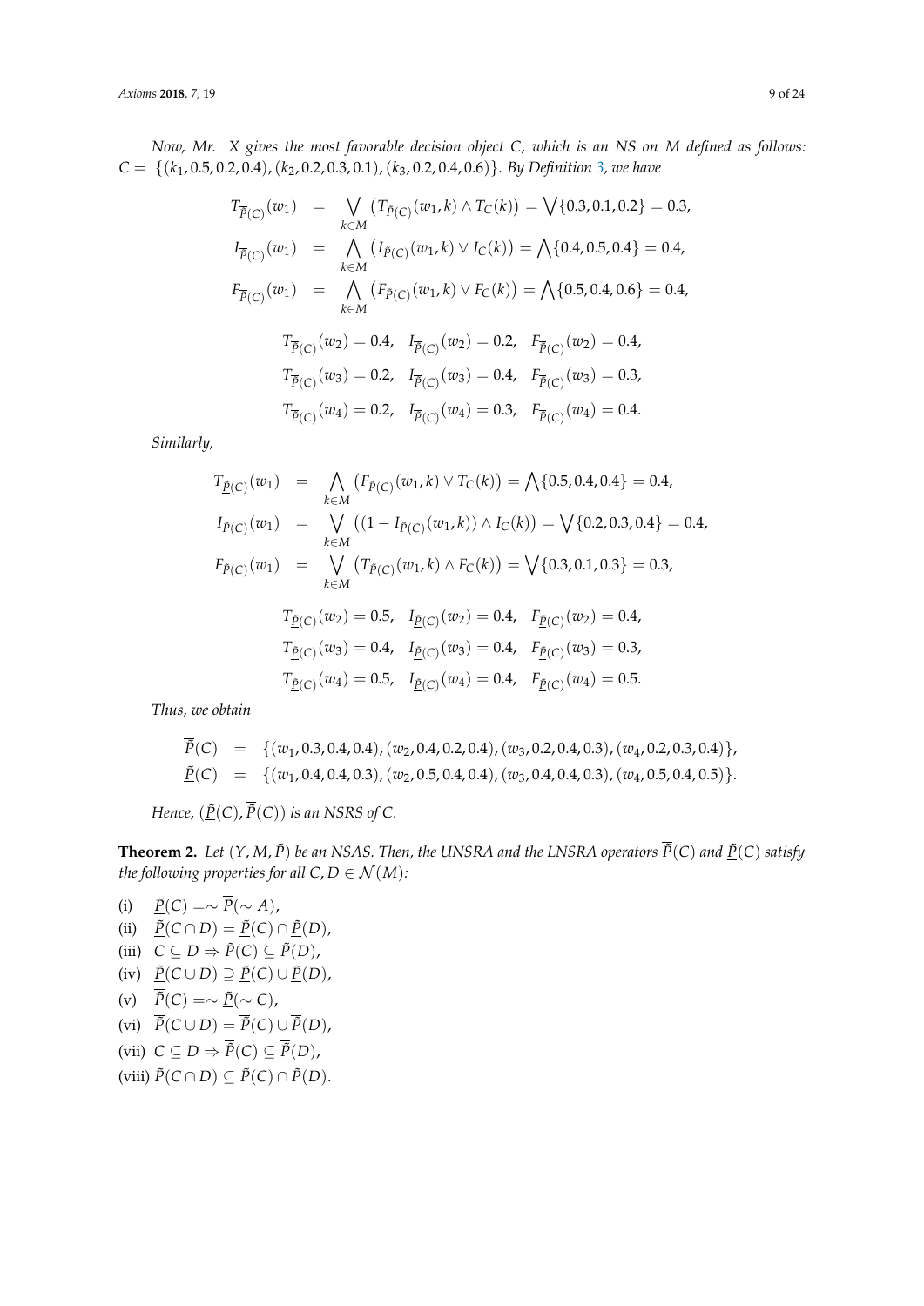*Now, Mr. X gives the most favorable decision object $C$, which is an NS on $M$ defined as follows: $C = \{(k_1, 0.5, 0.2, 0.4), (k_2, 0.2, 0.3, 0.1), (k_3, 0.2, 0.4, 0.6)\}$. By Definition 3, we have*

$$
\begin{aligned}
T_{\overline{\tilde{P}}(C)}(w_1) &= \bigvee_{k \in M} \left(T_{\tilde{P}(C)}(w_1, k) \wedge T_C(k)\right) = \bigvee\{0.3, 0.1, 0.2\} = 0.3, \\
I_{\overline{\tilde{P}}(C)}(w_1) &= \bigwedge_{k \in M} \left(I_{\tilde{P}(C)}(w_1, k) \vee I_C(k)\right) = \bigwedge\{0.4, 0.5, 0.4\} = 0.4, \\
F_{\overline{\tilde{P}}(C)}(w_1) &= \bigwedge_{k \in M} \left(F_{\tilde{P}(C)}(w_1, k) \vee F_C(k)\right) = \bigwedge\{0.5, 0.4, 0.6\} = 0.4,
\end{aligned}
$$

$$
\begin{aligned}
T_{\overline{\tilde{P}}(C)}(w_2) = 0.4, \quad I_{\overline{\tilde{P}}(C)}(w_2) = 0.2, \quad F_{\overline{\tilde{P}}(C)}(w_2) = 0.4, \\
T_{\overline{\tilde{P}}(C)}(w_3) = 0.2, \quad I_{\overline{\tilde{P}}(C)}(w_3) = 0.4, \quad F_{\overline{\tilde{P}}(C)}(w_3) = 0.3, \\
T_{\overline{\tilde{P}}(C)}(w_4) = 0.2, \quad I_{\overline{\tilde{P}}(C)}(w_4) = 0.3, \quad F_{\overline{\tilde{P}}(C)}(w_4) = 0.4.
\end{aligned}
$$

*Similarly,*

$$
\begin{aligned}
T_{\underline{\tilde{P}}(C)}(w_1) &= \bigwedge_{k \in M} \left(F_{\tilde{P}(C)}(w_1, k) \vee T_C(k)\right) = \bigwedge\{0.5, 0.4, 0.4\} = 0.4, \\
I_{\underline{\tilde{P}}(C)}(w_1) &= \bigvee_{k \in M} \left((1 - I_{\tilde{P}(C)}(w_1, k)) \wedge I_C(k)\right) = \bigvee\{0.2, 0.3, 0.4\} = 0.4, \\
F_{\underline{\tilde{P}}(C)}(w_1) &= \bigvee_{k \in M} \left(T_{\tilde{P}(C)}(w_1, k) \wedge F_C(k)\right) = \bigvee\{0.3, 0.1, 0.3\} = 0.3,
\end{aligned}
$$

$$
\begin{aligned}
T_{\underline{\tilde{P}}(C)}(w_2) = 0.5, \quad I_{\underline{\tilde{P}}(C)}(w_2) = 0.4, \quad F_{\underline{\tilde{P}}(C)}(w_2) = 0.4, \\
T_{\underline{\tilde{P}}(C)}(w_3) = 0.4, \quad I_{\underline{\tilde{P}}(C)}(w_3) = 0.4, \quad F_{\underline{\tilde{P}}(C)}(w_3) = 0.3, \\
T_{\underline{\tilde{P}}(C)}(w_4) = 0.5, \quad I_{\underline{\tilde{P}}(C)}(w_4) = 0.4, \quad F_{\underline{\tilde{P}}(C)}(w_4) = 0.5.
\end{aligned}
$$

*Thus, we obtain*

$$
\begin{aligned}
\overline{\tilde{P}}(C) &= \{(w_1, 0.3, 0.4, 0.4), (w_2, 0.4, 0.2, 0.4), (w_3, 0.2, 0.4, 0.3), (w_4, 0.2, 0.3, 0.4)\}, \\
\underline{\tilde{P}}(C) &= \{(w_1, 0.4, 0.4, 0.3), (w_2, 0.5, 0.4, 0.4), (w_3, 0.4, 0.4, 0.3), (w_4, 0.5, 0.4, 0.5)\}.
\end{aligned}
$$

*Hence, $(\underline{\tilde{P}}(C), \overline{\tilde{P}}(C))$ is an NSRS of $C$.*

**Theorem 2.** *Let $(Y, M, \tilde{P})$ be an NSAS. Then, the UNSRA and the LNSRA operators $\overline{\tilde{P}}(C)$ and $\underline{\tilde{P}}(C)$ satisfy the following properties for all $C, D \in \mathcal{N}(M)$:*

(i) $\underline{\tilde{P}}(C) = \sim \overline{\tilde{P}}(\sim A)$,
(ii) $\underline{\tilde{P}}(C \cap D) = \underline{\tilde{P}}(C) \cap \underline{\tilde{P}}(D)$,
(iii) $C \subseteq D \Rightarrow \underline{\tilde{P}}(C) \subseteq \underline{\tilde{P}}(D)$,
(iv) $\underline{\tilde{P}}(C \cup D) \supseteq \underline{\tilde{P}}(C) \cup \underline{\tilde{P}}(D)$,
(v) $\overline{\tilde{P}}(C) = \sim \underline{\tilde{P}}(\sim C)$,
(vi) $\overline{\tilde{P}}(C \cup D) = \overline{\tilde{P}}(C) \cup \overline{\tilde{P}}(D)$,
(vii) $C \subseteq D \Rightarrow \overline{\tilde{P}}(C) \subseteq \overline{\tilde{P}}(D)$,
(viii) $\overline{\tilde{P}}(C \cap D) \subseteq \overline{\tilde{P}}(C) \cap \overline{\tilde{P}}(D)$.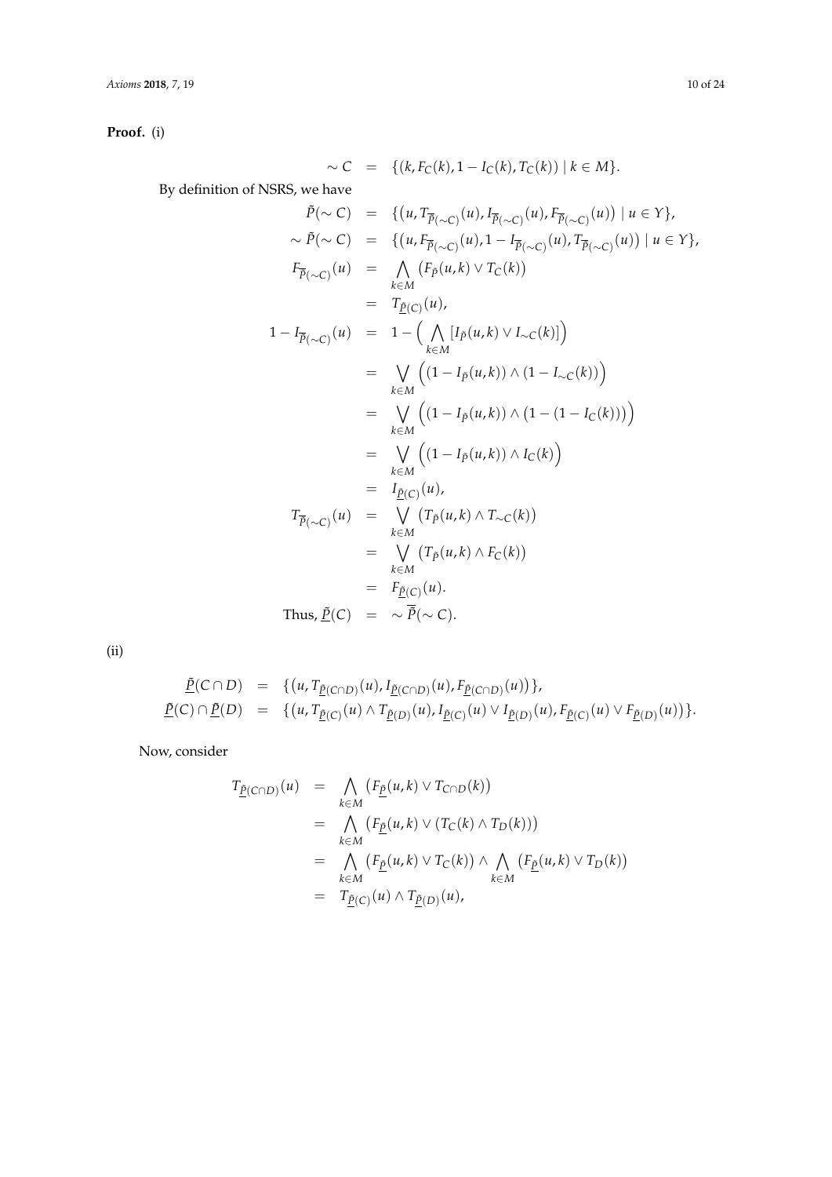**Proof.** (i)

$$\sim C = \{(k, F_C(k), 1 - I_C(k), T_C(k)) \mid k \in M\}.$$

By definition of NSRS, we have

$$
\begin{aligned}
\tilde{P}(\sim C) &= \{(u, T_{\overline{P}(\sim C)}(u), I_{\overline{P}(\sim C)}(u), F_{\overline{P}(\sim C)}(u)) \mid u \in Y\}, \\
\sim \tilde{P}(\sim C) &= \{(u, F_{\overline{P}(\sim C)}(u), 1 - I_{\overline{P}(\sim C)}(u), T_{\overline{P}(\sim C)}(u)) \mid u \in Y\}, \\
F_{\overline{P}(\sim C)}(u) &= \bigwedge_{k \in M} (F_{\tilde{P}}(u,k) \vee T_C(k)) \\
&= T_{\underline{\tilde{P}}(C)}(u), \\
1 - I_{\overline{P}(\sim C)}(u) &= 1 - \Big( \bigwedge_{k \in M} [I_{\tilde{P}}(u,k) \vee I_{\sim C}(k)] \Big) \\
&= \bigvee_{k \in M} \Big( (1 - I_{\tilde{P}}(u,k)) \wedge (1 - I_{\sim C}(k)) \Big) \\
&= \bigvee_{k \in M} \Big( (1 - I_{\tilde{P}}(u,k)) \wedge (1 - (1 - I_C(k))) \Big) \\
&= \bigvee_{k \in M} \Big( (1 - I_{\tilde{P}}(u,k)) \wedge I_C(k) \Big) \\
&= I_{\underline{\tilde{P}}(C)}(u), \\
T_{\overline{P}(\sim C)}(u) &= \bigvee_{k \in M} (T_{\tilde{P}}(u,k) \wedge T_{\sim C}(k)) \\
&= \bigvee_{k \in M} (T_{\tilde{P}}(u,k) \wedge F_C(k)) \\
&= F_{\underline{\tilde{P}}(C)}(u). \\
\text{Thus, } \underline{\tilde{P}}(C) &= \sim \overline{\tilde{P}}(\sim C).
\end{aligned}
$$

(ii)

$$
\begin{aligned}
\underline{\tilde{P}}(C \cap D) &= \{(u, T_{\underline{\tilde{P}}(C \cap D)}(u), I_{\underline{\tilde{P}}(C \cap D)}(u), F_{\underline{\tilde{P}}(C \cap D)}(u))\}, \\
\underline{\tilde{P}}(C) \cap \underline{\tilde{P}}(D) &= \{(u, T_{\underline{\tilde{P}}(C)}(u) \wedge T_{\underline{\tilde{P}}(D)}(u), I_{\underline{\tilde{P}}(C)}(u) \vee I_{\underline{\tilde{P}}(D)}(u), F_{\underline{\tilde{P}}(C)}(u) \vee F_{\underline{\tilde{P}}(D)}(u))\}.
\end{aligned}
$$

Now, consider

$$
\begin{aligned}
T_{\underline{\tilde{P}}(C \cap D)}(u) &= \bigwedge_{k \in M} (F_{\underline{\tilde{P}}}(u,k) \vee T_{C \cap D}(k)) \\
&= \bigwedge_{k \in M} (F_{\underline{\tilde{P}}}(u,k) \vee (T_C(k) \wedge T_D(k))) \\
&= \bigwedge_{k \in M} (F_{\underline{\tilde{P}}}(u,k) \vee T_C(k)) \wedge \bigwedge_{k \in M} (F_{\underline{\tilde{P}}}(u,k) \vee T_D(k)) \\
&= T_{\underline{\tilde{P}}(C)}(u) \wedge T_{\underline{\tilde{P}}(D)}(u),
\end{aligned}
$$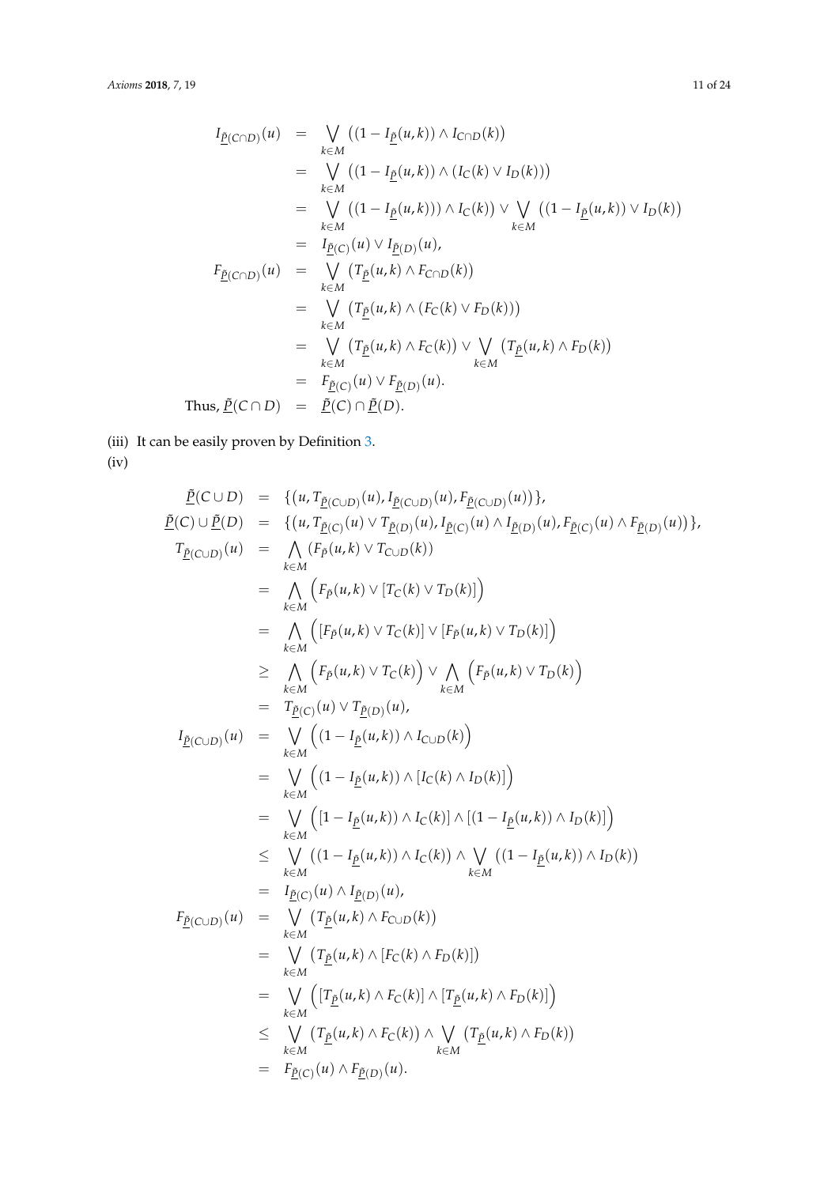$$
\begin{aligned}
I_{\underline{\tilde{P}}(C\cap D)}(u) &= \bigvee_{k\in M} \left((1-I_{\underline{\tilde{P}}}(u,k)) \wedge I_{C\cap D}(k)\right)\\
&= \bigvee_{k\in M} \left((1-I_{\underline{\tilde{P}}}(u,k)) \wedge (I_C(k) \vee I_D(k))\right)\\
&= \bigvee_{k\in M} \left((1-I_{\underline{\tilde{P}}}(u,k))) \wedge I_C(k)\right) \vee \bigvee_{k\in M} \left((1-I_{\underline{\tilde{P}}}(u,k)) \vee I_D(k)\right)\\
&= I_{\underline{\tilde{P}}(C)}(u) \vee I_{\underline{\tilde{P}}(D)}(u),\\
F_{\underline{\tilde{P}}(C\cap D)}(u) &= \bigvee_{k\in M} \left(T_{\underline{\tilde{P}}}(u,k) \wedge F_{C\cap D}(k)\right)\\
&= \bigvee_{k\in M} \left(T_{\underline{\tilde{P}}}(u,k) \wedge (F_C(k) \vee F_D(k))\right)\\
&= \bigvee_{k\in M} \left(T_{\underline{\tilde{P}}}(u,k) \wedge F_C(k)\right) \vee \bigvee_{k\in M} \left(T_{\underline{\tilde{P}}}(u,k) \wedge F_D(k)\right)\\
&= F_{\underline{\tilde{P}}(C)}(u) \vee F_{\underline{\tilde{P}}(D)}(u).\\
\text{Thus, } \underline{\tilde{P}}(C\cap D) &= \underline{\tilde{P}}(C) \cap \underline{\tilde{P}}(D).
\end{aligned}
$$

(iii) It can be easily proven by Definition 3.

(iv)

$$
\begin{aligned}
\underline{\tilde{P}}(C\cup D) &= \{(u, T_{\underline{\tilde{P}}(C\cup D)}(u), I_{\underline{\tilde{P}}(C\cup D)}(u), F_{\underline{\tilde{P}}(C\cup D)}(u))\},\\
\underline{\tilde{P}}(C) \cup \underline{\tilde{P}}(D) &= \{(u, T_{\underline{\tilde{P}}(C)}(u) \vee T_{\underline{\tilde{P}}(D)}(u), I_{\underline{\tilde{P}}(C)}(u) \wedge I_{\underline{\tilde{P}}(D)}(u), F_{\underline{\tilde{P}}(C)}(u) \wedge F_{\underline{\tilde{P}}(D)}(u))\},\\
T_{\underline{\tilde{P}}(C\cup D)}(u) &= \bigwedge_{k\in M} (F_{\tilde{P}}(u,k) \vee T_{C\cup D}(k))\\
&= \bigwedge_{k\in M} \Big(F_{\tilde{P}}(u,k) \vee [T_C(k) \vee T_D(k)]\Big)\\
&= \bigwedge_{k\in M} \Big([F_{\tilde{P}}(u,k) \vee T_C(k)] \vee [F_{\tilde{P}}(u,k) \vee T_D(k)]\Big)\\
&\geq \bigwedge_{k\in M} \Big(F_{\tilde{P}}(u,k) \vee T_C(k)\Big) \vee \bigwedge_{k\in M} \Big(F_{\tilde{P}}(u,k) \vee T_D(k)\Big)\\
&= T_{\underline{\tilde{P}}(C)}(u) \vee T_{\underline{\tilde{P}}(D)}(u),\\
I_{\underline{\tilde{P}}(C\cup D)}(u) &= \bigvee_{k\in M} \Big((1-I_{\underline{\tilde{P}}}(u,k)) \wedge I_{C\cup D}(k)\Big)\\
&= \bigvee_{k\in M} \Big((1-I_{\underline{\tilde{P}}}(u,k)) \wedge [I_C(k) \wedge I_D(k)]\Big)\\
&= \bigvee_{k\in M} \Big([1-I_{\underline{\tilde{P}}}(u,k)) \wedge I_C(k)] \wedge [(1-I_{\underline{\tilde{P}}}(u,k)) \wedge I_D(k)]\Big)\\
&\leq \bigvee_{k\in M} \left((1-I_{\underline{\tilde{P}}}(u,k)) \wedge I_C(k)\right) \wedge \bigvee_{k\in M} \left((1-I_{\underline{\tilde{P}}}(u,k)) \wedge I_D(k)\right)\\
&= I_{\underline{\tilde{P}}(C)}(u) \wedge I_{\underline{\tilde{P}}(D)}(u),\\
F_{\underline{\tilde{P}}(C\cup D)}(u) &= \bigvee_{k\in M} \left(T_{\underline{\tilde{P}}}(u,k) \wedge F_{C\cup D}(k)\right)\\
&= \bigvee_{k\in M} \left(T_{\underline{\tilde{P}}}(u,k) \wedge [F_C(k) \wedge F_D(k)]\right)\\
&= \bigvee_{k\in M} \Big([T_{\underline{\tilde{P}}}(u,k) \wedge F_C(k)] \wedge [T_{\underline{\tilde{P}}}(u,k) \wedge F_D(k)]\Big)\\
&\leq \bigvee_{k\in M} \left(T_{\underline{\tilde{P}}}(u,k) \wedge F_C(k)\right) \wedge \bigvee_{k\in M} \left(T_{\underline{\tilde{P}}}(u,k) \wedge F_D(k)\right)\\
&= F_{\underline{\tilde{P}}(C)}(u) \wedge F_{\underline{\tilde{P}}(D)}(u).
\end{aligned}
$$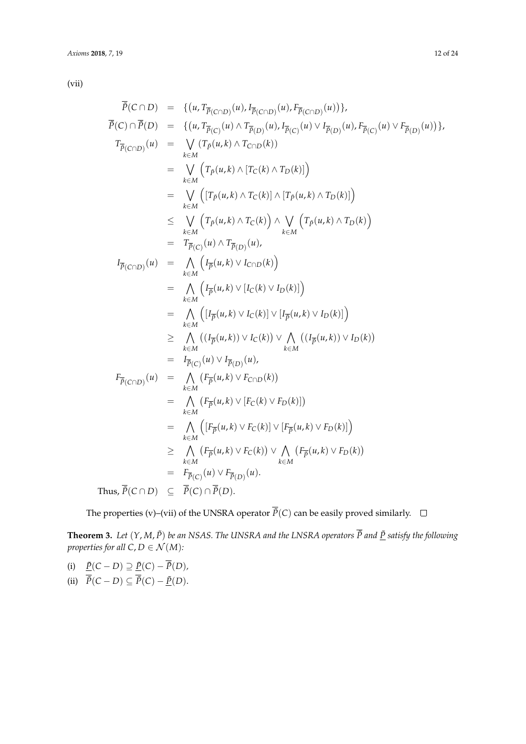(vii)

$$
\begin{aligned}
\overline{\tilde{P}}(C \cap D) &= \{(u, T_{\overline{\tilde{P}}(C\cap D)}(u), I_{\overline{\tilde{P}}(C\cap D)}(u), F_{\overline{\tilde{P}}(C\cap D)}(u))\}, \\
\overline{\tilde{P}}(C) \cap \overline{\tilde{P}}(D) &= \{(u, T_{\overline{\tilde{P}}(C)}(u) \wedge T_{\overline{\tilde{P}}(D)}(u), I_{\overline{\tilde{P}}(C)}(u) \vee I_{\overline{\tilde{P}}(D)}(u), F_{\overline{\tilde{P}}(C)}(u) \vee F_{\overline{\tilde{P}}(D)}(u))\}, \\
T_{\overline{\tilde{P}}(C\cap D)}(u) &= \bigvee_{k \in M} (T_{\tilde{P}}(u,k) \wedge T_{C\cap D}(k)) \\
&= \bigvee_{k \in M} \Big(T_{\tilde{P}}(u,k) \wedge [T_C(k) \wedge T_D(k)]\Big) \\
&= \bigvee_{k \in M} \Big([T_{\tilde{P}}(u,k) \wedge T_C(k)] \wedge [T_{\tilde{P}}(u,k) \wedge T_D(k)]\Big) \\
&\leq \bigvee_{k \in M} \Big(T_{\tilde{P}}(u,k) \wedge T_C(k)\Big) \wedge \bigvee_{k \in M} \Big(T_{\tilde{P}}(u,k) \wedge T_D(k)\Big) \\
&= T_{\overline{\tilde{P}}(C)}(u) \wedge T_{\overline{\tilde{P}}(D)}(u), \\
I_{\overline{\tilde{P}}(C\cap D)}(u) &= \bigwedge_{k \in M} \Big(I_{\overline{\tilde{P}}}(u,k) \vee I_{C\cap D}(k)\Big) \\
&= \bigwedge_{k \in M} \Big(I_{\overline{\tilde{P}}}(u,k) \vee [I_C(k) \vee I_D(k)]\Big) \\
&= \bigwedge_{k \in M} \Big([I_{\overline{\tilde{P}}}(u,k) \vee I_C(k)] \vee [I_{\overline{\tilde{P}}}(u,k) \vee I_D(k)]\Big) \\
&\geq \bigwedge_{k \in M} \big((I_{\overline{\tilde{P}}}(u,k)) \vee I_C(k)\big) \vee \bigwedge_{k \in M} \big((I_{\overline{\tilde{P}}}(u,k)) \vee I_D(k)\big) \\
&= I_{\overline{\tilde{P}}(C)}(u) \vee I_{\overline{\tilde{P}}(D)}(u), \\
F_{\overline{\tilde{P}}(C\cap D)}(u) &= \bigwedge_{k \in M} (F_{\overline{\tilde{P}}}(u,k) \vee F_{C\cap D}(k)) \\
&= \bigwedge_{k \in M} (F_{\overline{\tilde{P}}}(u,k) \vee [F_C(k) \vee F_D(k)]) \\
&= \bigwedge_{k \in M} \Big([F_{\overline{\tilde{P}}}(u,k) \vee F_C(k)] \vee [F_{\overline{\tilde{P}}}(u,k) \vee F_D(k)]\Big) \\
&\geq \bigwedge_{k \in M} (F_{\overline{\tilde{P}}}(u,k) \vee F_C(k)) \vee \bigwedge_{k \in M} (F_{\overline{\tilde{P}}}(u,k) \vee F_D(k)) \\
&= F_{\overline{\tilde{P}}(C)}(u) \vee F_{\overline{\tilde{P}}(D)}(u). \\
\text{Thus, } \overline{\tilde{P}}(C \cap D) &\subseteq \overline{\tilde{P}}(C) \cap \overline{\tilde{P}}(D).
\end{aligned}
$$

The properties (v)–(vii) of the UNSRA operator $\overline{\tilde{P}}(C)$ can be easily proved similarly. □

**Theorem 3.** *Let $(Y, M, \tilde{P})$ be an NSAS. The UNSRA and the LNSRA operators $\overline{\tilde{P}}$ and $\underline{\tilde{P}}$ satisfy the following properties for all $C, D \in \mathcal{N}(M)$:*

(i) $\underline{\tilde{P}}(C - D) \supseteq \underline{\tilde{P}}(C) - \overline{\tilde{P}}(D)$,

(ii) $\overline{\tilde{P}}(C - D) \subseteq \overline{\tilde{P}}(C) - \underline{\tilde{P}}(D)$.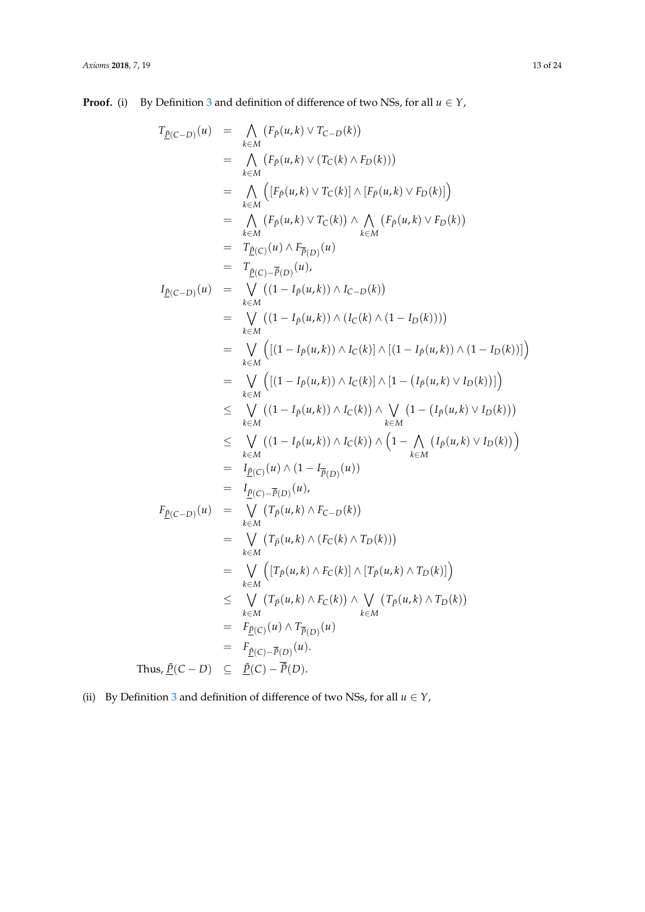**Proof.** (i) By Definition 3 and definition of difference of two NSs, for all $u \in Y$,

$$
\begin{aligned}
T_{\underline{\tilde{P}}(C-D)}(u) &= \bigwedge_{k \in M} \left(F_{\tilde{P}}(u,k) \vee T_{C-D}(k)\right) \\
&= \bigwedge_{k \in M} \left(F_{\tilde{P}}(u,k) \vee (T_C(k) \wedge F_D(k))\right) \\
&= \bigwedge_{k \in M} \Big( [F_{\tilde{P}}(u,k) \vee T_C(k)] \wedge [F_{\tilde{P}}(u,k) \vee F_D(k)] \Big) \\
&= \bigwedge_{k \in M} \left(F_{\tilde{P}}(u,k) \vee T_C(k)\right) \wedge \bigwedge_{k \in M} \left(F_{\tilde{P}}(u,k) \vee F_D(k)\right) \\
&= T_{\underline{\tilde{P}}(C)}(u) \wedge F_{\overline{\tilde{P}}(D)}(u) \\
&= T_{\underline{\tilde{P}}(C) - \overline{\tilde{P}}(D)}(u), \\
I_{\underline{\tilde{P}}(C-D)}(u) &= \bigvee_{k \in M} \left((1 - I_{\tilde{P}}(u,k)) \wedge I_{C-D}(k)\right) \\
&= \bigvee_{k \in M} \left((1 - I_{\tilde{P}}(u,k)) \wedge (I_C(k) \wedge (1 - I_D(k)))\right) \\
&= \bigvee_{k \in M} \Big( [(1 - I_{\tilde{P}}(u,k)) \wedge I_C(k)] \wedge [(1 - I_{\tilde{P}}(u,k)) \wedge (1 - I_D(k))] \Big) \\
&= \bigvee_{k \in M} \Big( [(1 - I_{\tilde{P}}(u,k)) \wedge I_C(k)] \wedge [1 - \left(I_{\tilde{P}}(u,k) \vee I_D(k)\right)] \Big) \\
&\leq \bigvee_{k \in M} \left((1 - I_{\tilde{P}}(u,k)) \wedge I_C(k)\right) \wedge \bigvee_{k \in M} \left(1 - \left(I_{\tilde{P}}(u,k) \vee I_D(k)\right)\right) \\
&\leq \bigvee_{k \in M} \left((1 - I_{\tilde{P}}(u,k)) \wedge I_C(k)\right) \wedge \Big(1 - \bigwedge_{k \in M} \left(I_{\tilde{P}}(u,k) \vee I_D(k)\right)\Big) \\
&= I_{\underline{\tilde{P}}(C)}(u) \wedge (1 - I_{\overline{\tilde{P}}(D)}(u)) \\
&= I_{\underline{\tilde{P}}(C) - \overline{\tilde{P}}(D)}(u), \\
F_{\underline{\tilde{P}}(C-D)}(u) &= \bigvee_{k \in M} \left(T_{\tilde{P}}(u,k) \wedge F_{C-D}(k)\right) \\
&= \bigvee_{k \in M} \left(T_{\tilde{P}}(u,k) \wedge (F_C(k) \wedge T_D(k))\right) \\
&= \bigvee_{k \in M} \Big( [T_{\tilde{P}}(u,k) \wedge F_C(k)] \wedge [T_{\tilde{P}}(u,k) \wedge T_D(k)] \Big) \\
&\leq \bigvee_{k \in M} \left(T_{\tilde{P}}(u,k) \wedge F_C(k)\right) \wedge \bigvee_{k \in M} \left(T_{\tilde{P}}(u,k) \wedge T_D(k)\right) \\
&= F_{\underline{\tilde{P}}(C)}(u) \wedge T_{\overline{\tilde{P}}(D)}(u) \\
&= F_{\underline{\tilde{P}}(C) - \overline{\tilde{P}}(D)}(u).
\end{aligned}
$$

Thus, $\underline{\tilde{P}}(C - D) \subseteq \underline{\tilde{P}}(C) - \overline{\tilde{P}}(D)$.

(ii) By Definition 3 and definition of difference of two NSs, for all $u \in Y$,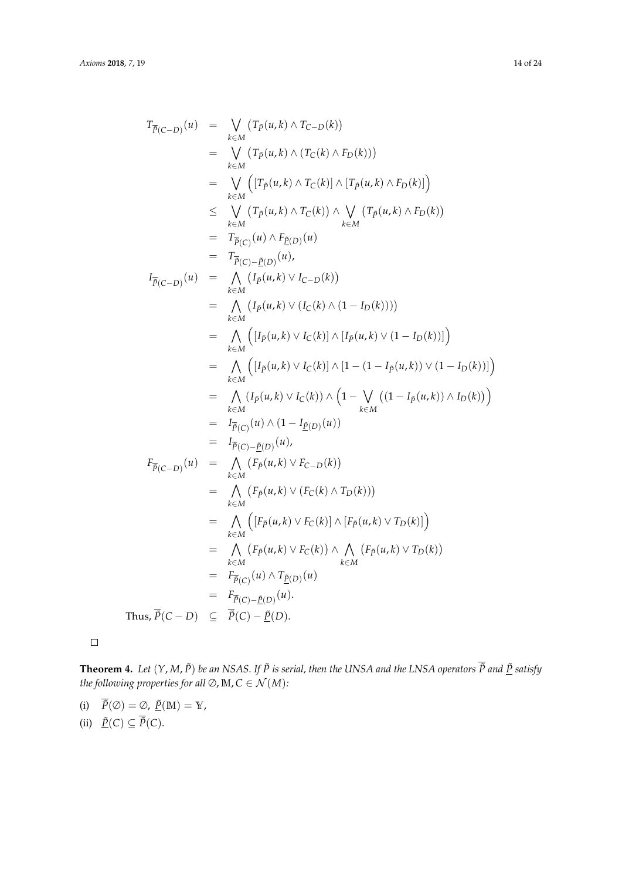$$
\begin{aligned}
T_{\overline{\tilde{P}}(C-D)}(u) &= \bigvee_{k\in M} \left(T_{\tilde{P}}(u,k) \wedge T_{C-D}(k)\right) \\
&= \bigvee_{k\in M} \left(T_{\tilde{P}}(u,k) \wedge (T_C(k) \wedge F_D(k))\right) \\
&= \bigvee_{k\in M} \Big(\left[T_{\tilde{P}}(u,k) \wedge T_C(k)\right] \wedge \left[T_{\tilde{P}}(u,k) \wedge F_D(k)\right]\Big) \\
&\leq \bigvee_{k\in M} \left(T_{\tilde{P}}(u,k) \wedge T_C(k)\right) \wedge \bigvee_{k\in M} \left(T_{\tilde{P}}(u,k) \wedge F_D(k)\right) \\
&= T_{\overline{\tilde{P}}(C)}(u) \wedge F_{\underline{\tilde{P}}(D)}(u) \\
&= T_{\overline{\tilde{P}}(C)-\underline{\tilde{P}}(D)}(u), \\
I_{\overline{\tilde{P}}(C-D)}(u) &= \bigwedge_{k\in M} \left(I_{\tilde{P}}(u,k) \vee I_{C-D}(k)\right) \\
&= \bigwedge_{k\in M} \left(I_{\tilde{P}}(u,k) \vee (I_C(k) \wedge (1-I_D(k)))\right) \\
&= \bigwedge_{k\in M} \Big(\left[I_{\tilde{P}}(u,k) \vee I_C(k)\right] \wedge \left[I_{\tilde{P}}(u,k) \vee (1-I_D(k))\right]\Big) \\
&= \bigwedge_{k\in M} \Big(\left[I_{\tilde{P}}(u,k) \vee I_C(k)\right] \wedge \left[1-(1-I_{\tilde{P}}(u,k)) \vee (1-I_D(k))\right]\Big) \\
&= \bigwedge_{k\in M} \left(I_{\tilde{P}}(u,k) \vee I_C(k)\right) \wedge \Big(1 - \bigvee_{k\in M} \left((1-I_{\tilde{P}}(u,k)) \wedge I_D(k)\right)\Big) \\
&= I_{\overline{\tilde{P}}(C)}(u) \wedge (1 - I_{\underline{\tilde{P}}(D)}(u)) \\
&= I_{\overline{\tilde{P}}(C)-\underline{\tilde{P}}(D)}(u), \\
F_{\overline{\tilde{P}}(C-D)}(u) &= \bigwedge_{k\in M} \left(F_{\tilde{P}}(u,k) \vee F_{C-D}(k)\right) \\
&= \bigwedge_{k\in M} \left(F_{\tilde{P}}(u,k) \vee (F_C(k) \wedge T_D(k))\right) \\
&= \bigwedge_{k\in M} \Big(\left[F_{\tilde{P}}(u,k) \vee F_C(k)\right] \wedge \left[F_{\tilde{P}}(u,k) \vee T_D(k)\right]\Big) \\
&= \bigwedge_{k\in M} \left(F_{\tilde{P}}(u,k) \vee F_C(k)\right) \wedge \bigwedge_{k\in M} \left(F_{\tilde{P}}(u,k) \vee T_D(k)\right) \\
&= F_{\overline{\tilde{P}}(C)}(u) \wedge T_{\underline{\tilde{P}}(D)}(u) \\
&= F_{\overline{\tilde{P}}(C)-\underline{\tilde{P}}(D)}(u). \\
\text{Thus, } \overline{\tilde{P}}(C-D) &\subseteq \overline{\tilde{P}}(C) - \underline{\tilde{P}}(D).
\end{aligned}
$$

□

**Theorem 4.** *Let $(Y, M, \tilde{P})$ be an NSAS. If $\tilde{P}$ is serial, then the UNSA and the LNSA operators $\overline{\tilde{P}}$ and $\underline{\tilde{P}}$ satisfy the following properties for all $\emptyset, \mathbb{M}, C \in \mathcal{N}(M)$:*

(i) $\overline{\tilde{P}}(\emptyset) = \emptyset$, $\underline{\tilde{P}}(\mathbb{M}) = \mathbb{Y}$,

(ii) $\underline{\tilde{P}}(C) \subseteq \overline{\tilde{P}}(C)$.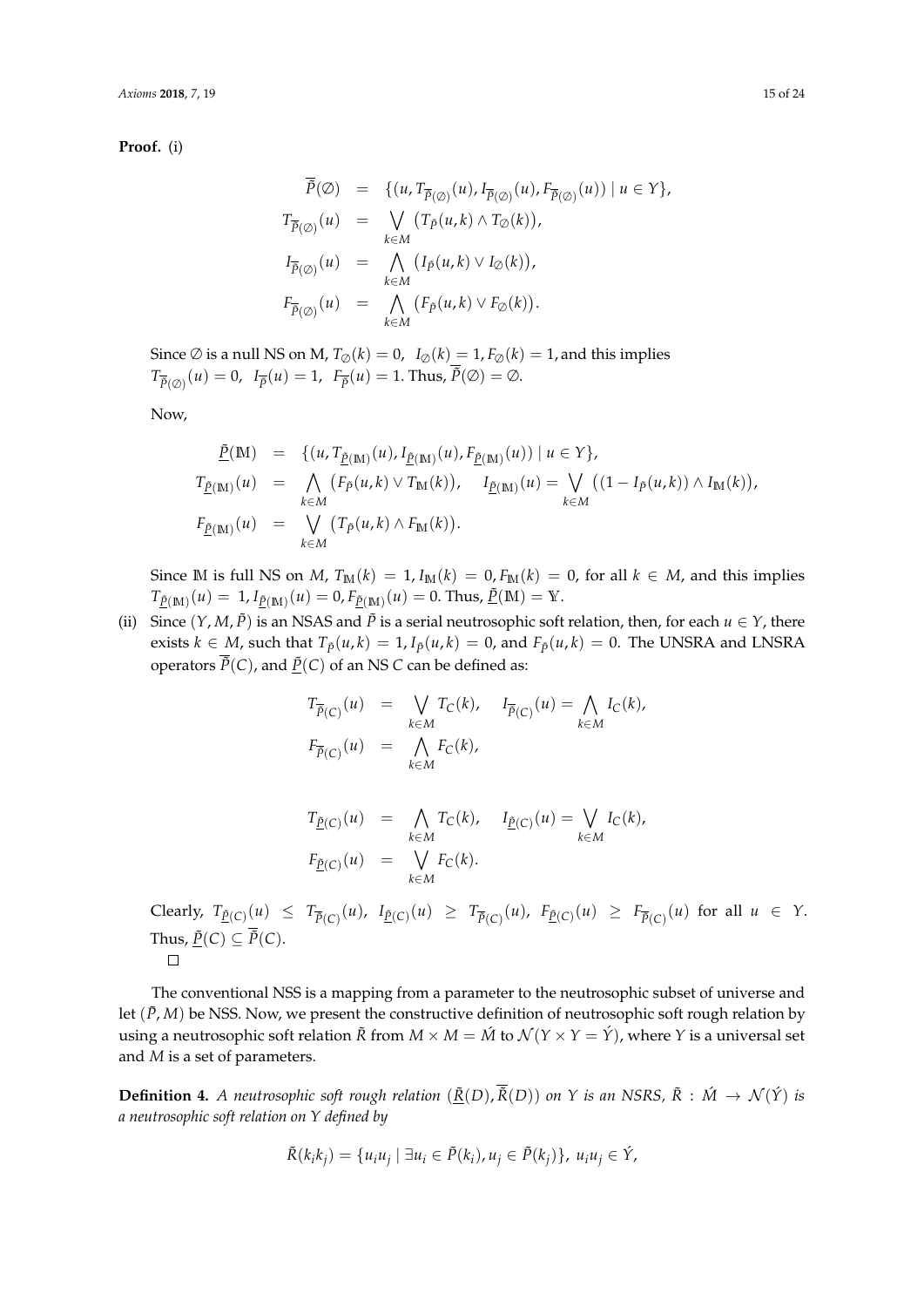**Proof.** (i)

$$
\begin{aligned}
\overline{\tilde{P}}(\emptyset) &= \{(u, T_{\overline{\tilde{P}}(\emptyset)}(u), I_{\overline{\tilde{P}}(\emptyset)}(u), F_{\overline{\tilde{P}}(\emptyset)}(u)) \mid u \in Y\}, \\
T_{\overline{\tilde{P}}(\emptyset)}(u) &= \bigvee_{k \in M} \big(T_{\tilde{P}}(u,k) \wedge T_{\emptyset}(k)\big), \\
I_{\overline{\tilde{P}}(\emptyset)}(u) &= \bigwedge_{k \in M} \big(I_{\tilde{P}}(u,k) \vee I_{\emptyset}(k)\big), \\
F_{\overline{\tilde{P}}(\emptyset)}(u) &= \bigwedge_{k \in M} \big(F_{\tilde{P}}(u,k) \vee F_{\emptyset}(k)\big).
\end{aligned}
$$

Since $\emptyset$ is a null NS on M, $T_{\emptyset}(k) = 0$, $I_{\emptyset}(k) = 1, F_{\emptyset}(k) = 1$, and this implies $T_{\overline{\tilde{P}}(\emptyset)}(u) = 0$, $I_{\overline{\tilde{P}}}(u) = 1$, $F_{\overline{\tilde{P}}}(u) = 1$. Thus, $\overline{\tilde{P}}(\emptyset) = \emptyset$.

Now,

$$
\begin{aligned}
\underline{\tilde{P}}(\mathbb{M}) &= \{(u, T_{\underline{\tilde{P}}(\mathbb{M})}(u), I_{\underline{\tilde{P}}(\mathbb{M})}(u), F_{\underline{\tilde{P}}(\mathbb{M})}(u)) \mid u \in Y\}, \\
T_{\underline{\tilde{P}}(\mathbb{M})}(u) &= \bigwedge_{k \in M} \big(F_{\tilde{P}}(u,k) \vee T_{\mathbb{M}}(k)\big), \quad I_{\underline{\tilde{P}}(\mathbb{M})}(u) = \bigvee_{k \in M} \big((1 - I_{\tilde{P}}(u,k)) \wedge I_{\mathbb{M}}(k)\big), \\
F_{\underline{\tilde{P}}(\mathbb{M})}(u) &= \bigvee_{k \in M} \big(T_{\tilde{P}}(u,k) \wedge F_{\mathbb{M}}(k)\big).
\end{aligned}
$$

Since $\mathbb{M}$ is full NS on $M$, $T_{\mathbb{M}}(k) = 1, I_{\mathbb{M}}(k) = 0, F_{\mathbb{M}}(k) = 0$, for all $k \in M$, and this implies $T_{\underline{\tilde{P}}(\mathbb{M})}(u) = 1, I_{\underline{\tilde{P}}(\mathbb{M})}(u) = 0, F_{\underline{\tilde{P}}(\mathbb{M})}(u) = 0$. Thus, $\underline{\tilde{P}}(\mathbb{M}) = \mathbb{Y}$.

(ii) Since $(Y, M, \tilde{P})$ is an NSAS and $\tilde{P}$ is a serial neutrosophic soft relation, then, for each $u \in Y$, there exists $k \in M$, such that $T_{\tilde{P}}(u,k) = 1, I_{\tilde{P}}(u,k) = 0$, and $F_{\tilde{P}}(u,k) = 0$. The UNSRA and LNSRA operators $\overline{\tilde{P}}(C)$, and $\underline{\tilde{P}}(C)$ of an NS $C$ can be defined as:

$$
\begin{aligned}
T_{\overline{\tilde{P}}(C)}(u) &= \bigvee_{k \in M} T_C(k), \quad I_{\overline{\tilde{P}}(C)}(u) = \bigwedge_{k \in M} I_C(k), \\
F_{\overline{\tilde{P}}(C)}(u) &= \bigwedge_{k \in M} F_C(k),
\end{aligned}
$$

$$
\begin{aligned}
T_{\underline{\tilde{P}}(C)}(u) &= \bigwedge_{k \in M} T_C(k), \quad I_{\underline{\tilde{P}}(C)}(u) = \bigvee_{k \in M} I_C(k), \\
F_{\underline{\tilde{P}}(C)}(u) &= \bigvee_{k \in M} F_C(k).
\end{aligned}
$$

Clearly, $T_{\underline{\tilde{P}}(C)}(u) \leq T_{\overline{\tilde{P}}(C)}(u)$, $I_{\underline{\tilde{P}}(C)}(u) \geq T_{\overline{\tilde{P}}(C)}(u)$, $F_{\underline{\tilde{P}}(C)}(u) \geq F_{\overline{\tilde{P}}(C)}(u)$ for all $u \in Y$. Thus, $\underline{\tilde{P}}(C) \subseteq \overline{\tilde{P}}(C)$.

□

The conventional NSS is a mapping from a parameter to the neutrosophic subset of universe and let $(\tilde{P}, M)$ be NSS. Now, we present the constructive definition of neutrosophic soft rough relation by using a neutrosophic soft relation $\tilde{R}$ from $M \times M = \acute{M}$ to $\mathcal{N}(Y \times Y = \acute{Y})$, where $Y$ is a universal set and $M$ is a set of parameters.

**Definition 4.** *A neutrosophic soft rough relation $(\underline{\tilde{R}}(D), \overline{\tilde{R}}(D))$ on $Y$ is an NSRS, $\tilde{R} : \acute{M} \to \mathcal{N}(\acute{Y})$ is a neutrosophic soft relation on $Y$ defined by*

$$
\tilde{R}(k_i k_j) = \{u_i u_j \mid \exists u_i \in \tilde{P}(k_i), u_j \in \tilde{P}(k_j)\},\ u_i u_j \in \acute{Y},
$$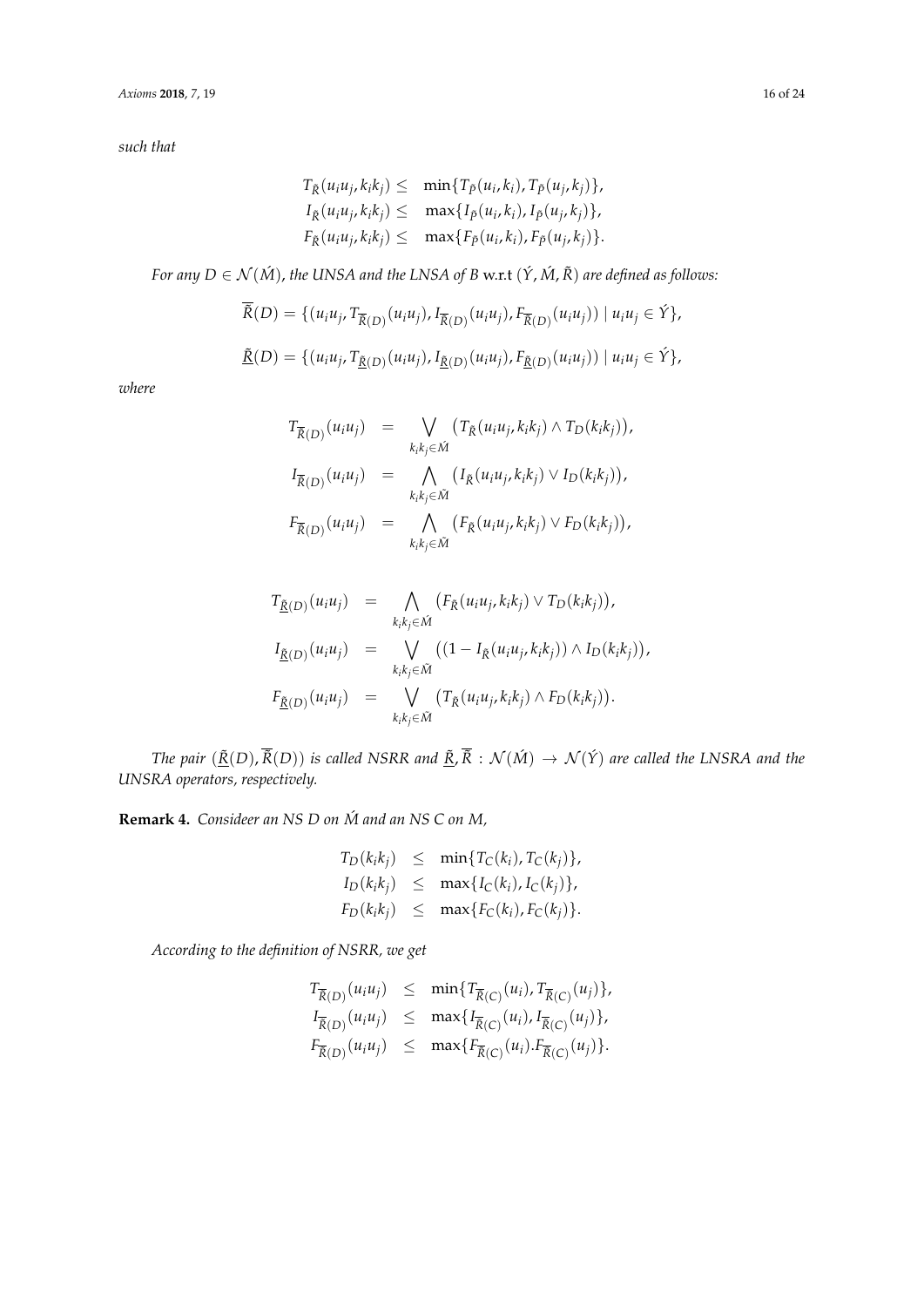*such that*

$$
\begin{aligned}
T_{\tilde{R}}(u_iu_j, k_ik_j) \leq & \quad \min\{T_{\tilde{P}}(u_i, k_i), T_{\tilde{P}}(u_j, k_j)\}, \\
I_{\tilde{R}}(u_iu_j, k_ik_j) \leq & \quad \max\{I_{\tilde{P}}(u_i, k_i), I_{\tilde{P}}(u_j, k_j)\}, \\
F_{\tilde{R}}(u_iu_j, k_ik_j) \leq & \quad \max\{F_{\tilde{P}}(u_i, k_i), F_{\tilde{P}}(u_j, k_j)\}.
\end{aligned}
$$

*For any $D \in \mathcal{N}(\acute{M})$, the UNSA and the LNSA of $B$ w.r.t $(\acute{Y}, \acute{M}, \tilde{R})$ are defined as follows:*

$$
\overline{\tilde{R}}(D) = \{(u_iu_j, T_{\overline{\tilde{R}}(D)}(u_iu_j), I_{\overline{\tilde{R}}(D)}(u_iu_j), F_{\overline{\tilde{R}}(D)}(u_iu_j)) \mid u_iu_j \in \acute{Y}\},
$$

$$
\underline{\tilde{R}}(D) = \{(u_iu_j, T_{\underline{\tilde{R}}(D)}(u_iu_j), I_{\underline{\tilde{R}}(D)}(u_iu_j), F_{\underline{\tilde{R}}(D)}(u_iu_j)) \mid u_iu_j \in \acute{Y}\},
$$

*where*

$$
\begin{aligned}
T_{\overline{\tilde{R}}(D)}(u_iu_j) &= \bigvee_{k_ik_j \in \acute{M}} \big(T_{\tilde{R}}(u_iu_j, k_ik_j) \wedge T_D(k_ik_j)\big), \\
I_{\overline{\tilde{R}}(D)}(u_iu_j) &= \bigwedge_{k_ik_j \in \tilde{M}} \big(I_{\tilde{R}}(u_iu_j, k_ik_j) \vee I_D(k_ik_j)\big), \\
F_{\overline{\tilde{R}}(D)}(u_iu_j) &= \bigwedge_{k_ik_j \in \tilde{M}} \big(F_{\tilde{R}}(u_iu_j, k_ik_j) \vee F_D(k_ik_j)\big),
\end{aligned}
$$

$$
\begin{aligned}
T_{\underline{\tilde{R}}(D)}(u_iu_j) &= \bigwedge_{k_ik_j \in \acute{M}} \big(F_{\tilde{R}}(u_iu_j, k_ik_j) \vee T_D(k_ik_j)\big), \\
I_{\underline{\tilde{R}}(D)}(u_iu_j) &= \bigvee_{k_ik_j \in \tilde{M}} \big((1 - I_{\tilde{R}}(u_iu_j, k_ik_j)) \wedge I_D(k_ik_j)\big), \\
F_{\underline{\tilde{R}}(D)}(u_iu_j) &= \bigvee_{k_ik_j \in \tilde{M}} \big(T_{\tilde{R}}(u_iu_j, k_ik_j) \wedge F_D(k_ik_j)\big).
\end{aligned}
$$

*The pair $(\underline{\tilde{R}}(D), \overline{\tilde{R}}(D))$ is called NSRR and $\underline{\tilde{R}}, \overline{\tilde{R}} : \mathcal{N}(\acute{M}) \rightarrow \mathcal{N}(\acute{Y})$ are called the LNSRA and the UNSRA operators, respectively.*

**Remark 4.** *Consideer an NS $D$ on $\acute{M}$ and an NS $C$ on $M$,*

$$
\begin{aligned}
T_D(k_ik_j) &\leq \min\{T_C(k_i), T_C(k_j)\}, \\
I_D(k_ik_j) &\leq \max\{I_C(k_i), I_C(k_j)\}, \\
F_D(k_ik_j) &\leq \max\{F_C(k_i), F_C(k_j)\}.
\end{aligned}
$$

*According to the definition of NSRR, we get*

$$
\begin{aligned}
T_{\overline{\tilde{R}}(D)}(u_iu_j) &\leq \min\{T_{\overline{\tilde{R}}(C)}(u_i), T_{\overline{\tilde{R}}(C)}(u_j)\}, \\
I_{\overline{\tilde{R}}(D)}(u_iu_j) &\leq \max\{I_{\overline{\tilde{R}}(C)}(u_i), I_{\overline{\tilde{R}}(C)}(u_j)\}, \\
F_{\overline{\tilde{R}}(D)}(u_iu_j) &\leq \max\{F_{\overline{\tilde{R}}(C)}(u_i).F_{\overline{\tilde{R}}(C)}(u_j)\}.
\end{aligned}
$$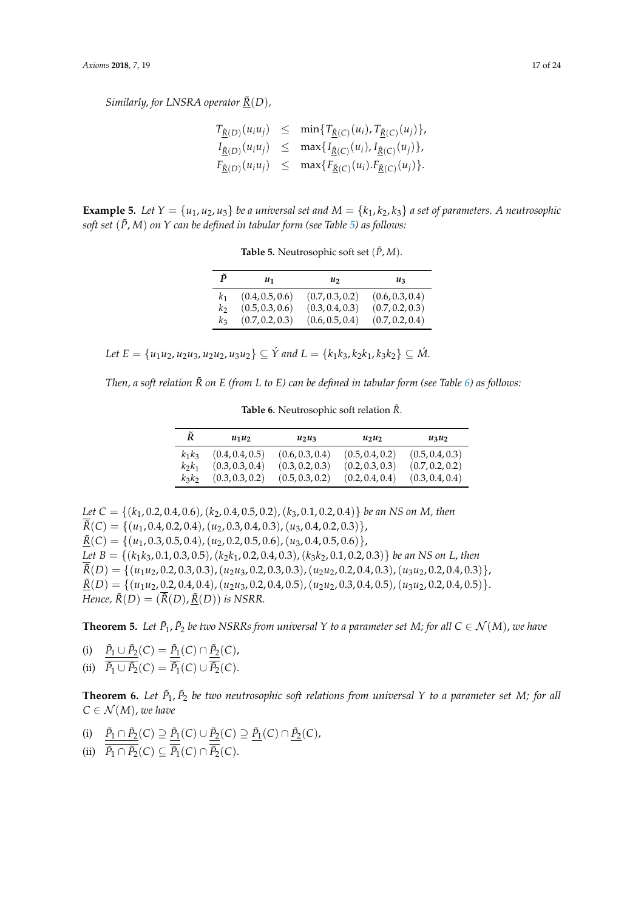*Similarly, for LNSRA operator $\underline{\tilde{R}}(D)$,*

$$
\begin{aligned}
T_{\underline{\tilde{R}}(D)}(u_i u_j) &\leq \min\{T_{\underline{\tilde{R}}(C)}(u_i), T_{\underline{\tilde{R}}(C)}(u_j)\}, \\
I_{\underline{\tilde{R}}(D)}(u_i u_j) &\leq \max\{I_{\underline{\tilde{R}}(C)}(u_i), I_{\underline{\tilde{R}}(C)}(u_j)\}, \\
F_{\underline{\tilde{R}}(D)}(u_i u_j) &\leq \max\{F_{\underline{\tilde{R}}(C)}(u_i).F_{\underline{\tilde{R}}(C)}(u_j)\}.
\end{aligned}
$$

**Example 5.** *Let $Y = \{u_1, u_2, u_3\}$ be a universal set and $M = \{k_1, k_2, k_3\}$ a set of parameters. A neutrosophic soft set $(\tilde{P}, M)$ on $Y$ can be defined in tabular form (see Table 5) as follows:*

**Table 5.** Neutrosophic soft set $(\tilde{P}, M)$.

| $\tilde{P}$ | $u_1$ | $u_2$ | $u_3$ |
|---|---|---|---|
| $k_1$ | $(0.4, 0.5, 0.6)$ | $(0.7, 0.3, 0.2)$ | $(0.6, 0.3, 0.4)$ |
| $k_2$ | $(0.5, 0.3, 0.6)$ | $(0.3, 0.4, 0.3)$ | $(0.7, 0.2, 0.3)$ |
| $k_3$ | $(0.7, 0.2, 0.3)$ | $(0.6, 0.5, 0.4)$ | $(0.7, 0.2, 0.4)$ |

*Let $E = \{u_1u_2, u_2u_3, u_2u_2, u_3u_2\} \subseteq \acute{Y}$ and $L = \{k_1k_3, k_2k_1, k_3k_2\} \subseteq \acute{M}$.*

*Then, a soft relation $\tilde{R}$ on $E$ (from $L$ to $E$) can be defined in tabular form (see Table 6) as follows:*

**Table 6.** Neutrosophic soft relation $\tilde{R}$.

| $\tilde{R}$ | $u_1u_2$ | $u_2u_3$ | $u_2u_2$ | $u_3u_2$ |
|---|---|---|---|---|
| $k_1k_3$ | $(0.4, 0.4, 0.5)$ | $(0.6, 0.3, 0.4)$ | $(0.5, 0.4, 0.2)$ | $(0.5, 0.4, 0.3)$ |
| $k_2k_1$ | $(0.3, 0.3, 0.4)$ | $(0.3, 0.2, 0.3)$ | $(0.2, 0.3, 0.3)$ | $(0.7, 0.2, 0.2)$ |
| $k_3k_2$ | $(0.3, 0.3, 0.2)$ | $(0.5, 0.3, 0.2)$ | $(0.2, 0.4, 0.4)$ | $(0.3, 0.4, 0.4)$ |

*Let $C = \{(k_1, 0.2, 0.4, 0.6), (k_2, 0.4, 0.5, 0.2), (k_3, 0.1, 0.2, 0.4)\}$ be an NS on M, then*
$\overline{\tilde{R}}(C) = \{(u_1, 0.4, 0.2, 0.4), (u_2, 0.3, 0.4, 0.3), (u_3, 0.4, 0.2, 0.3)\}$,
$\underline{\tilde{R}}(C) = \{(u_1, 0.3, 0.5, 0.4), (u_2, 0.2, 0.5, 0.6), (u_3, 0.4, 0.5, 0.6)\}$,
*Let $B = \{(k_1k_3, 0.1, 0.3, 0.5), (k_2k_1, 0.2, 0.4, 0.3), (k_3k_2, 0.1, 0.2, 0.3)\}$ be an NS on L, then*
$\overline{\tilde{R}}(D) = \{(u_1u_2, 0.2, 0.3, 0.3), (u_2u_3, 0.2, 0.3, 0.3), (u_2u_2, 0.2, 0.4, 0.3), (u_3u_2, 0.2, 0.4, 0.3)\}$,
$\underline{\tilde{R}}(D) = \{(u_1u_2, 0.2, 0.4, 0.4), (u_2u_3, 0.2, 0.4, 0.5), (u_2u_2, 0.3, 0.4, 0.5), (u_3u_2, 0.2, 0.4, 0.5)\}$.
*Hence, $\tilde{R}(D) = (\overline{\tilde{R}}(D), \underline{\tilde{R}}(D))$ is NSRR.*

**Theorem 5.** *Let $\tilde{P}_1, \tilde{P}_2$ be two NSRRs from universal Y to a parameter set M; for all $C \in \mathcal{N}(M)$, we have*

(i) $\underline{\tilde{P}_1 \cup \tilde{P}_2}(C) = \underline{\tilde{P}_1}(C) \cap \underline{\tilde{P}_2}(C)$,
(ii) $\overline{\tilde{P}_1 \cup \tilde{P}_2}(C) = \overline{\tilde{P}_1}(C) \cup \overline{\tilde{P}_2}(C)$.

**Theorem 6.** *Let $\tilde{P}_1, \tilde{P}_2$ be two neutrosophic soft relations from universal Y to a parameter set M; for all $C \in \mathcal{N}(M)$, we have*

(i) $\underline{\tilde{P}_1 \cap \tilde{P}_2}(C) \supseteq \underline{\tilde{P}_1}(C) \cup \underline{\tilde{P}_2}(C) \supseteq \underline{\tilde{P}_1}(C) \cap \underline{\tilde{P}_2}(C)$,
(ii) $\overline{\tilde{P}_1 \cap \tilde{P}_2}(C) \subseteq \overline{\tilde{P}_1}(C) \cap \overline{\tilde{P}_2}(C)$.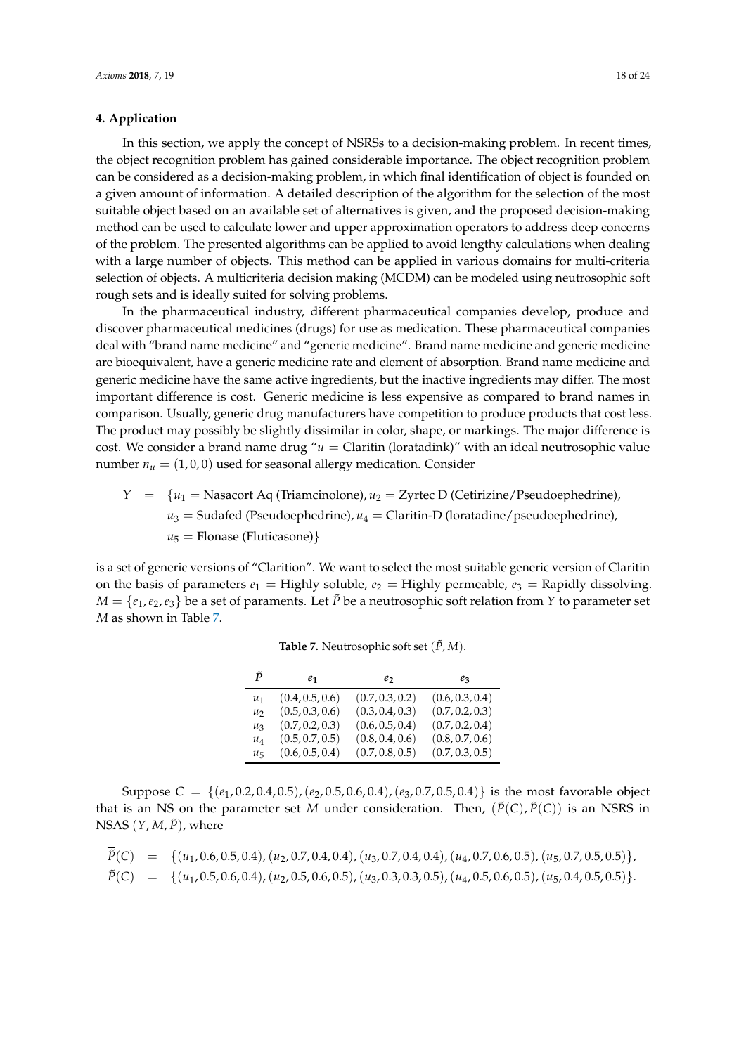## 4. Application

In this section, we apply the concept of NSRSs to a decision-making problem. In recent times, the object recognition problem has gained considerable importance. The object recognition problem can be considered as a decision-making problem, in which final identification of object is founded on a given amount of information. A detailed description of the algorithm for the selection of the most suitable object based on an available set of alternatives is given, and the proposed decision-making method can be used to calculate lower and upper approximation operators to address deep concerns of the problem. The presented algorithms can be applied to avoid lengthy calculations when dealing with a large number of objects. This method can be applied in various domains for multi-criteria selection of objects. A multicriteria decision making (MCDM) can be modeled using neutrosophic soft rough sets and is ideally suited for solving problems.

In the pharmaceutical industry, different pharmaceutical companies develop, produce and discover pharmaceutical medicines (drugs) for use as medication. These pharmaceutical companies deal with "brand name medicine" and "generic medicine". Brand name medicine and generic medicine are bioequivalent, have a generic medicine rate and element of absorption. Brand name medicine and generic medicine have the same active ingredients, but the inactive ingredients may differ. The most important difference is cost. Generic medicine is less expensive as compared to brand names in comparison. Usually, generic drug manufacturers have competition to produce products that cost less. The product may possibly be slightly dissimilar in color, shape, or markings. The major difference is cost. We consider a brand name drug "$u$ = Claritin (loratadink)" with an ideal neutrosophic value number $n_u = (1, 0, 0)$ used for seasonal allergy medication. Consider

$$\begin{aligned} Y &= \{u_1 = \text{Nasacort Aq (Triamcinolone)}, u_2 = \text{Zyrtec D (Cetirizine/Pseudoephedrine)}, \\ &\quad u_3 = \text{Sudafed (Pseudoephedrine)}, u_4 = \text{Claritin-D (loratadine/pseudoephedrine)}, \\ &\quad u_5 = \text{Flonase (Fluticasone)}\} \end{aligned}$$

is a set of generic versions of "Clarition". We want to select the most suitable generic version of Claritin on the basis of parameters $e_1$ = Highly soluble, $e_2$ = Highly permeable, $e_3$ = Rapidly dissolving. $M = \{e_1, e_2, e_3\}$ be a set of paraments. Let $\tilde{P}$ be a neutrosophic soft relation from $Y$ to parameter set $M$ as shown in Table 7.

**Table 7.** Neutrosophic soft set $(\tilde{P}, M)$.

| $\tilde{P}$ | $e_1$ | $e_2$ | $e_3$ |
|---|---|---|---|
| $u_1$ | $(0.4, 0.5, 0.6)$ | $(0.7, 0.3, 0.2)$ | $(0.6, 0.3, 0.4)$ |
| $u_2$ | $(0.5, 0.3, 0.6)$ | $(0.3, 0.4, 0.3)$ | $(0.7, 0.2, 0.3)$ |
| $u_3$ | $(0.7, 0.2, 0.3)$ | $(0.6, 0.5, 0.4)$ | $(0.7, 0.2, 0.4)$ |
| $u_4$ | $(0.5, 0.7, 0.5)$ | $(0.8, 0.4, 0.6)$ | $(0.8, 0.7, 0.6)$ |
| $u_5$ | $(0.6, 0.5, 0.4)$ | $(0.7, 0.8, 0.5)$ | $(0.7, 0.3, 0.5)$ |

Suppose $C = \{(e_1, 0.2, 0.4, 0.5), (e_2, 0.5, 0.6, 0.4), (e_3, 0.7, 0.5, 0.4)\}$ is the most favorable object that is an NS on the parameter set $M$ under consideration. Then, $(\underline{\tilde{P}}(C), \overline{\tilde{P}}(C))$ is an NSRS in NSAS $(Y, M, \tilde{P})$, where

$$\begin{aligned} \overline{\tilde{P}}(C) &= \{(u_1, 0.6, 0.5, 0.4), (u_2, 0.7, 0.4, 0.4), (u_3, 0.7, 0.4, 0.4), (u_4, 0.7, 0.6, 0.5), (u_5, 0.7, 0.5, 0.5)\}, \\ \underline{\tilde{P}}(C) &= \{(u_1, 0.5, 0.6, 0.4), (u_2, 0.5, 0.6, 0.5), (u_3, 0.3, 0.3, 0.5), (u_4, 0.5, 0.6, 0.5), (u_5, 0.4, 0.5, 0.5)\}. \end{aligned}$$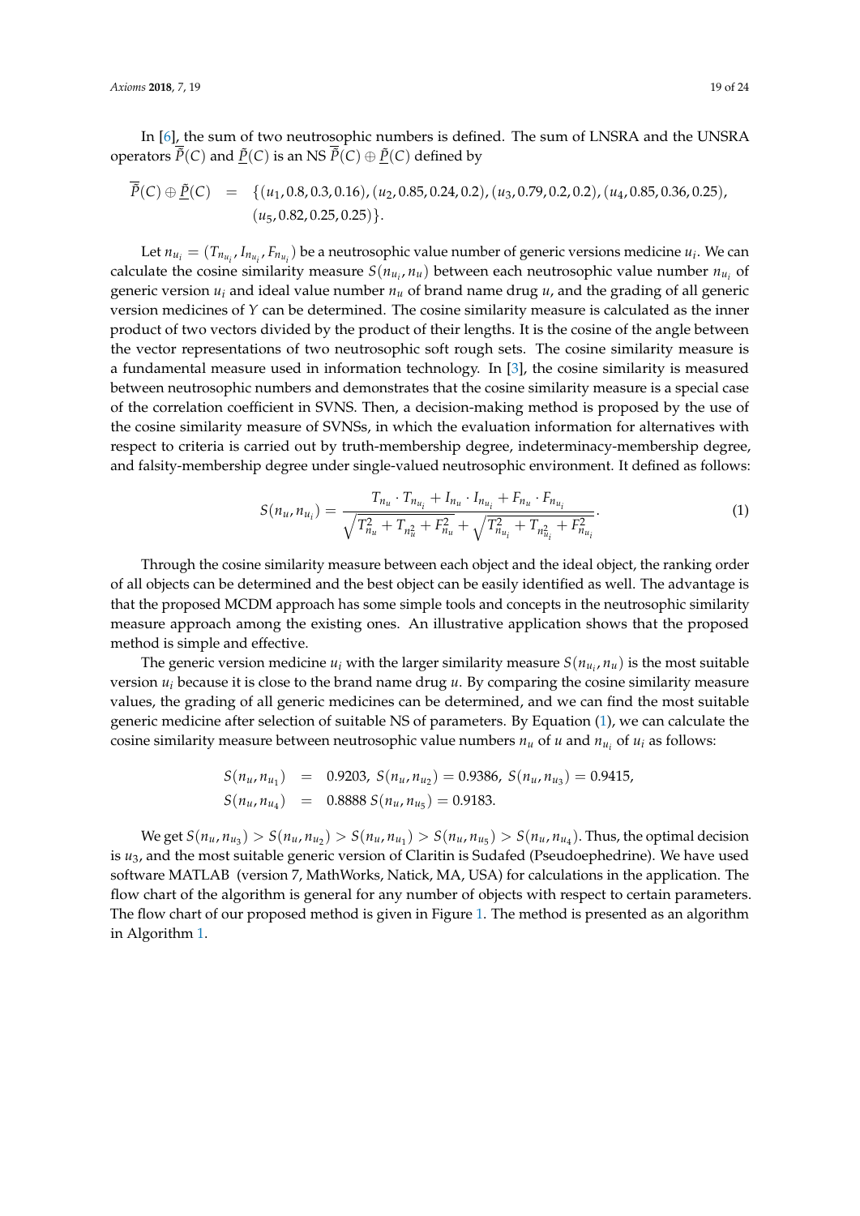In [6], the sum of two neutrosophic numbers is defined. The sum of LNSRA and the UNSRA operators $\overline{\tilde{P}}(C)$ and $\underline{\tilde{P}}(C)$ is an NS $\overline{\tilde{P}}(C) \oplus \underline{\tilde{P}}(C)$ defined by

$$\begin{aligned}\overline{\tilde{P}}(C) \oplus \underline{\tilde{P}}(C) &= \{(u_1, 0.8, 0.3, 0.16), (u_2, 0.85, 0.24, 0.2), (u_3, 0.79, 0.2, 0.2), (u_4, 0.85, 0.36, 0.25), \\ &\quad (u_5, 0.82, 0.25, 0.25)\}.\end{aligned}$$

Let $n_{u_i} = (T_{n_{u_i}}, I_{n_{u_i}}, F_{n_{u_i}})$ be a neutrosophic value number of generic versions medicine $u_i$. We can calculate the cosine similarity measure $S(n_{u_i}, n_u)$ between each neutrosophic value number $n_{u_i}$ of generic version $u_i$ and ideal value number $n_u$ of brand name drug $u$, and the grading of all generic version medicines of $Y$ can be determined. The cosine similarity measure is calculated as the inner product of two vectors divided by the product of their lengths. It is the cosine of the angle between the vector representations of two neutrosophic soft rough sets. The cosine similarity measure is a fundamental measure used in information technology. In [3], the cosine similarity is measured between neutrosophic numbers and demonstrates that the cosine similarity measure is a special case of the correlation coefficient in SVNS. Then, a decision-making method is proposed by the use of the cosine similarity measure of SVNSs, in which the evaluation information for alternatives with respect to criteria is carried out by truth-membership degree, indeterminacy-membership degree, and falsity-membership degree under single-valued neutrosophic environment. It defined as follows:

$$S(n_u, n_{u_i}) = \frac{T_{n_u} \cdot T_{n_{u_i}} + I_{n_u} \cdot I_{n_{u_i}} + F_{n_u} \cdot F_{n_{u_i}}}{\sqrt{T_{n_u}^2 + T_{n_u^2} + F_{n_u}^2} + \sqrt{T_{n_{u_i}}^2 + T_{n_{u_i}^2} + F_{n_{u_i}}^2}}. \tag{1}$$

Through the cosine similarity measure between each object and the ideal object, the ranking order of all objects can be determined and the best object can be easily identified as well. The advantage is that the proposed MCDM approach has some simple tools and concepts in the neutrosophic similarity measure approach among the existing ones. An illustrative application shows that the proposed method is simple and effective.

The generic version medicine $u_i$ with the larger similarity measure $S(n_{u_i}, n_u)$ is the most suitable version $u_i$ because it is close to the brand name drug $u$. By comparing the cosine similarity measure values, the grading of all generic medicines can be determined, and we can find the most suitable generic medicine after selection of suitable NS of parameters. By Equation (1), we can calculate the cosine similarity measure between neutrosophic value numbers $n_u$ of $u$ and $n_{u_i}$ of $u_i$ as follows:

$$\begin{aligned}S(n_u, n_{u_1}) &= 0.9203,\ S(n_u, n_{u_2}) = 0.9386,\ S(n_u, n_{u_3}) = 0.9415, \\ S(n_u, n_{u_4}) &= 0.8888\ S(n_u, n_{u_5}) = 0.9183.\end{aligned}$$

We get $S(n_u, n_{u_3}) > S(n_u, n_{u_2}) > S(n_u, n_{u_1}) > S(n_u, n_{u_5}) > S(n_u, n_{u_4})$. Thus, the optimal decision is $u_3$, and the most suitable generic version of Claritin is Sudafed (Pseudoephedrine). We have used software MATLAB (version 7, MathWorks, Natick, MA, USA) for calculations in the application. The flow chart of the algorithm is general for any number of objects with respect to certain parameters. The flow chart of our proposed method is given in Figure 1. The method is presented as an algorithm in Algorithm 1.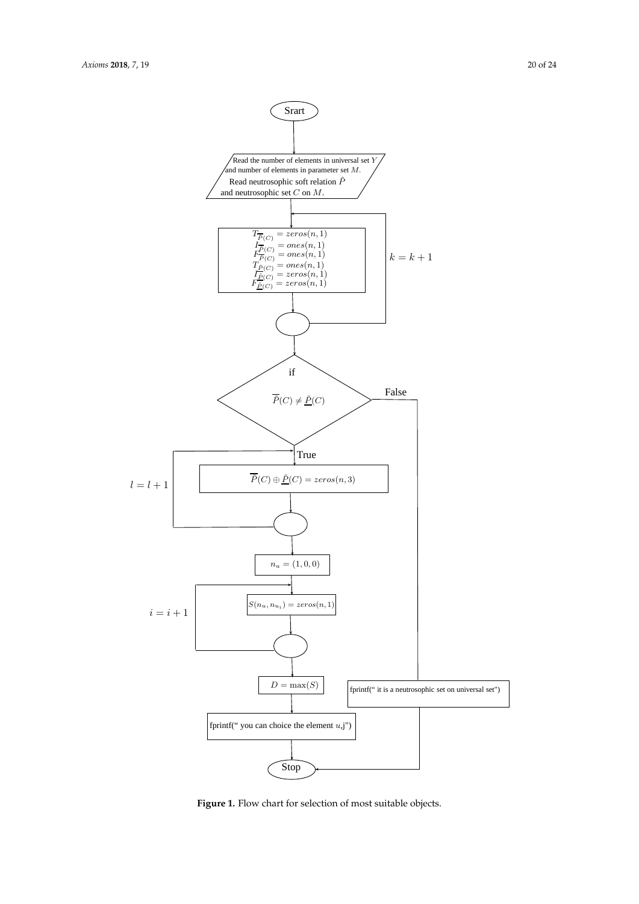Srart

Read the number of elements in universal set $Y$ and number of elements in parameter set $M$.
Read neutrosophic soft relation $\tilde{P}$ and neutrosophic set $C$ on $M$.

$T_{\overline{\tilde{P}}(C)} = zeros(n, 1)$
$I_{\overline{\tilde{P}}(C)} = ones(n, 1)$
$F_{\overline{\tilde{P}}(C)} = ones(n, 1)$
$T_{\underline{\tilde{P}}(C)} = ones(n, 1)$
$I_{\underline{\tilde{P}}(C)} = zeros(n, 1)$
$F_{\underline{\tilde{P}}(C)} = zeros(n, 1)$

$k = k + 1$

if

$\overline{\tilde{P}}(C) \neq \underline{\tilde{P}}(C)$

False

True

$\overline{\tilde{P}}(C) \oplus \underline{\tilde{P}}(C) = zeros(n, 3)$

$l = l + 1$

$n_u = (1, 0, 0)$

$S(n_u, n_{u_i}) = zeros(n, 1)$

$i = i + 1$

$D = \max(S)$

fprintf(" you can choice the element $u$,j")

fprintf(" it is a neutrosophic set on universal set")

Stop

**Figure 1.** Flow chart for selection of most suitable objects.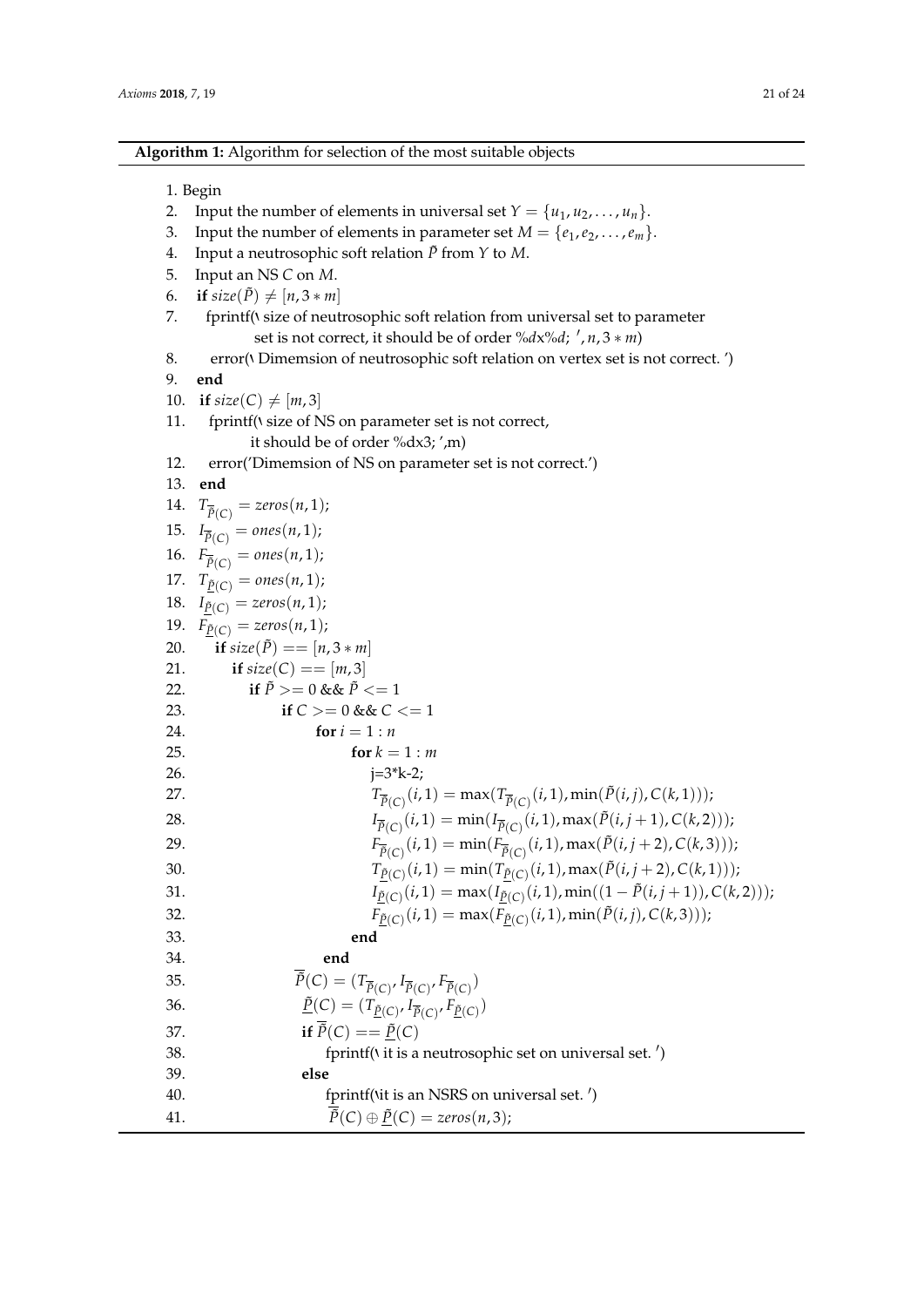**Algorithm 1:** Algorithm for selection of the most suitable objects

1. Begin
2. Input the number of elements in universal set $Y = \{u_1, u_2, \ldots, u_n\}$.
3. Input the number of elements in parameter set $M = \{e_1, e_2, \ldots, e_m\}$.
4. Input a neutrosophic soft relation $\tilde{P}$ from $Y$ to $M$.
5. Input an NS $C$ on $M$.
6. **if** $size(\tilde{P}) \neq [n, 3 * m]$
7. fprintf(\ size of neutrosophic soft relation from universal set to parameter set is not correct, it should be of order %dx%d; $'$, $n, 3 * m$)
8. error(\ Dimemsion of neutrosophic soft relation on vertex set is not correct. $'$)
9. **end**
10. **if** $size(C) \neq [m, 3]$
11. fprintf(\ size of NS on parameter set is not correct, it should be of order %dx3; ',m)
12. error('Dimemsion of NS on parameter set is not correct.')
13. **end**
14. $T_{\overline{\tilde{P}}(C)} = zeros(n, 1);$
15. $I_{\overline{\tilde{P}}(C)} = ones(n, 1);$
16. $F_{\overline{\tilde{P}}(C)} = ones(n, 1);$
17. $T_{\underline{\tilde{P}}(C)} = ones(n, 1);$
18. $I_{\underline{\tilde{P}}(C)} = zeros(n, 1);$
19. $F_{\underline{\tilde{P}}(C)} = zeros(n, 1);$
20. **if** $size(\tilde{P}) == [n, 3 * m]$
21. **if** $size(C) == [m, 3]$
22. **if** $\tilde{P} >= 0$ && $\tilde{P} <= 1$
23. **if** $C >= 0$ && $C <= 1$
24. **for** $i = 1 : n$
25. **for** $k = 1 : m$
26. j=3*k-2;
27. $T_{\overline{\tilde{P}}(C)}(i, 1) = \max(T_{\overline{\tilde{P}}(C)}(i, 1), \min(\tilde{P}(i, j), C(k, 1)));$
28. $I_{\overline{\tilde{P}}(C)}(i, 1) = \min(I_{\overline{\tilde{P}}(C)}(i, 1), \max(\tilde{P}(i, j+1), C(k, 2)));$
29. $F_{\overline{\tilde{P}}(C)}(i, 1) = \min(F_{\overline{\tilde{P}}(C)}(i, 1), \max(\tilde{P}(i, j+2), C(k, 3)));$
30. $T_{\underline{\tilde{P}}(C)}(i, 1) = \min(T_{\underline{\tilde{P}}(C)}(i, 1), \max(\tilde{P}(i, j+2), C(k, 1)));$
31. $I_{\underline{\tilde{P}}(C)}(i, 1) = \max(I_{\underline{\tilde{P}}(C)}(i, 1), \min((1 - \tilde{P}(i, j+1)), C(k, 2)));$
32. $F_{\underline{\tilde{P}}(C)}(i, 1) = \max(F_{\underline{\tilde{P}}(C)}(i, 1), \min(\tilde{P}(i, j), C(k, 3)));$
33. **end**
34. **end**
35. $\overline{\tilde{P}}(C) = (T_{\overline{\tilde{P}}(C)}, I_{\overline{\tilde{P}}(C)}, F_{\overline{\tilde{P}}(C)})$
36. $\underline{\tilde{P}}(C) = (T_{\underline{\tilde{P}}(C)}, I_{\overline{\tilde{P}}(C)}, F_{\underline{\tilde{P}}(C)})$
37. **if** $\overline{\tilde{P}}(C) == \underline{\tilde{P}}(C)$
38. fprintf(\ it is a neutrosophic set on universal set. $'$)
39. **else**
40. fprintf(\it is an NSRS on universal set. $'$)
41. $\overline{\tilde{P}}(C) \oplus \underline{\tilde{P}}(C) = zeros(n, 3);$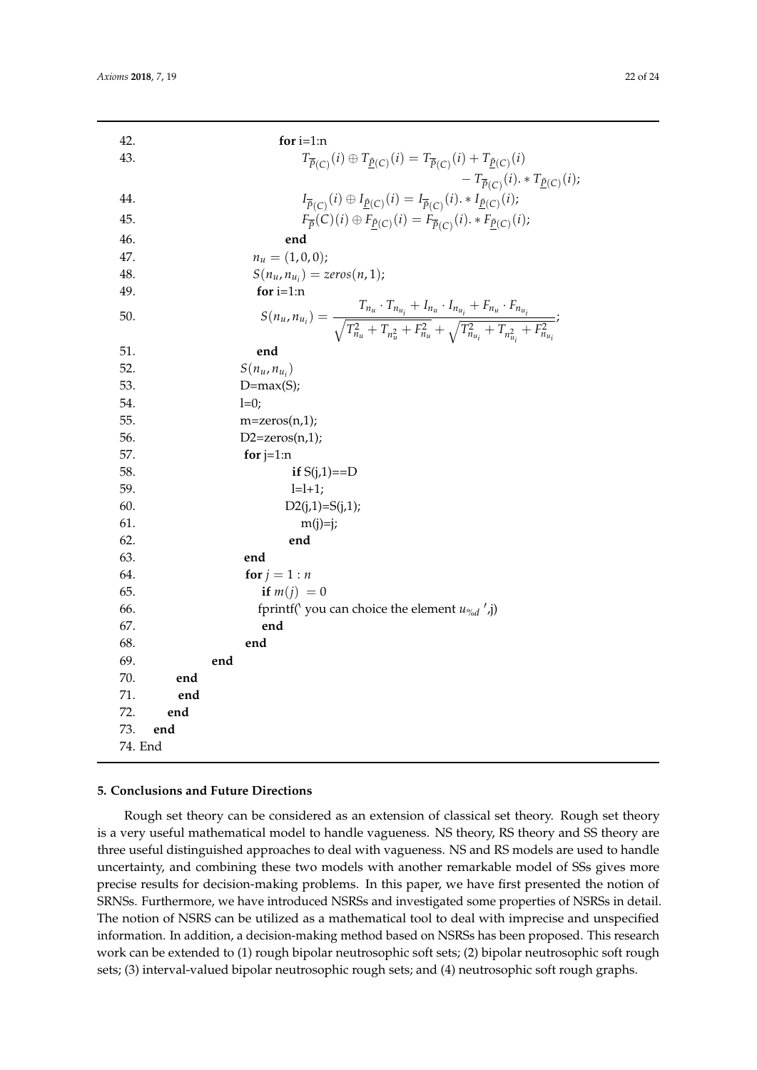| | |
|---|---|
| 42. | **for** i=1:n |
| 43. | $T_{\overline{P}(C)}(i) \oplus T_{\underline{P}(C)}(i) = T_{\overline{P}(C)}(i) + T_{\underline{P}(C)}(i) - T_{\overline{P}(C)}(i). * T_{\underline{P}(C)}(i);$ |
| 44. | $I_{\overline{P}(C)}(i) \oplus I_{\underline{P}(C)}(i) = I_{\overline{P}(C)}(i). * I_{\underline{P}(C)}(i);$ |
| 45. | $F_{\overline{P}}(C)(i) \oplus F_{\underline{P}(C)}(i) = F_{\overline{P}(C)}(i). * F_{\underline{P}(C)}(i);$ |
| 46. | **end** |
| 47. | $n_u = (1, 0, 0);$ |
| 48. | $S(n_u, n_{u_i}) = zeros(n, 1);$ |
| 49. | **for** i=1:n |
| 50. | $S(n_u, n_{u_i}) = \dfrac{T_{n_u} \cdot T_{n_{u_i}} + I_{n_u} \cdot I_{n_{u_i}} + F_{n_u} \cdot F_{n_{u_i}}}{\sqrt{T_{n_u}^2 + T_{n_u^2} + F_{n_u}^2} + \sqrt{T_{n_{u_i}}^2 + T_{n_{u_i}^2} + F_{n_{u_i}}^2}};$ |
| 51. | **end** |
| 52. | $S(n_u, n_{u_i})$ |
| 53. | D=max(S); |
| 54. | l=0; |
| 55. | m=zeros(n,1); |
| 56. | D2=zeros(n,1); |
| 57. | **for** j=1:n |
| 58. | **if** S(j,1)==D |
| 59. | l=l+1; |
| 60. | D2(j,1)=S(j,1); |
| 61. | m(j)=j; |
| 62. | **end** |
| 63. | **end** |
| 64. | **for** $j = 1 : n$ |
| 65. | **if** $m(j) = 0$ |
| 66. | fprintf(' you can choice the element $u_{\%d}$ ',j) |
| 67. | **end** |
| 68. | **end** |
| 69. | **end** |
| 70. | **end** |
| 71. | **end** |
| 72. | **end** |
| 73. | **end** |
| 74. | End |

## 5. Conclusions and Future Directions

Rough set theory can be considered as an extension of classical set theory. Rough set theory is a very useful mathematical model to handle vagueness. NS theory, RS theory and SS theory are three useful distinguished approaches to deal with vagueness. NS and RS models are used to handle uncertainty, and combining these two models with another remarkable model of SSs gives more precise results for decision-making problems. In this paper, we have first presented the notion of SRNSs. Furthermore, we have introduced NSRSs and investigated some properties of NSRSs in detail. The notion of NSRS can be utilized as a mathematical tool to deal with imprecise and unspecified information. In addition, a decision-making method based on NSRSs has been proposed. This research work can be extended to (1) rough bipolar neutrosophic soft sets; (2) bipolar neutrosophic soft rough sets; (3) interval-valued bipolar neutrosophic rough sets; and (4) neutrosophic soft rough graphs.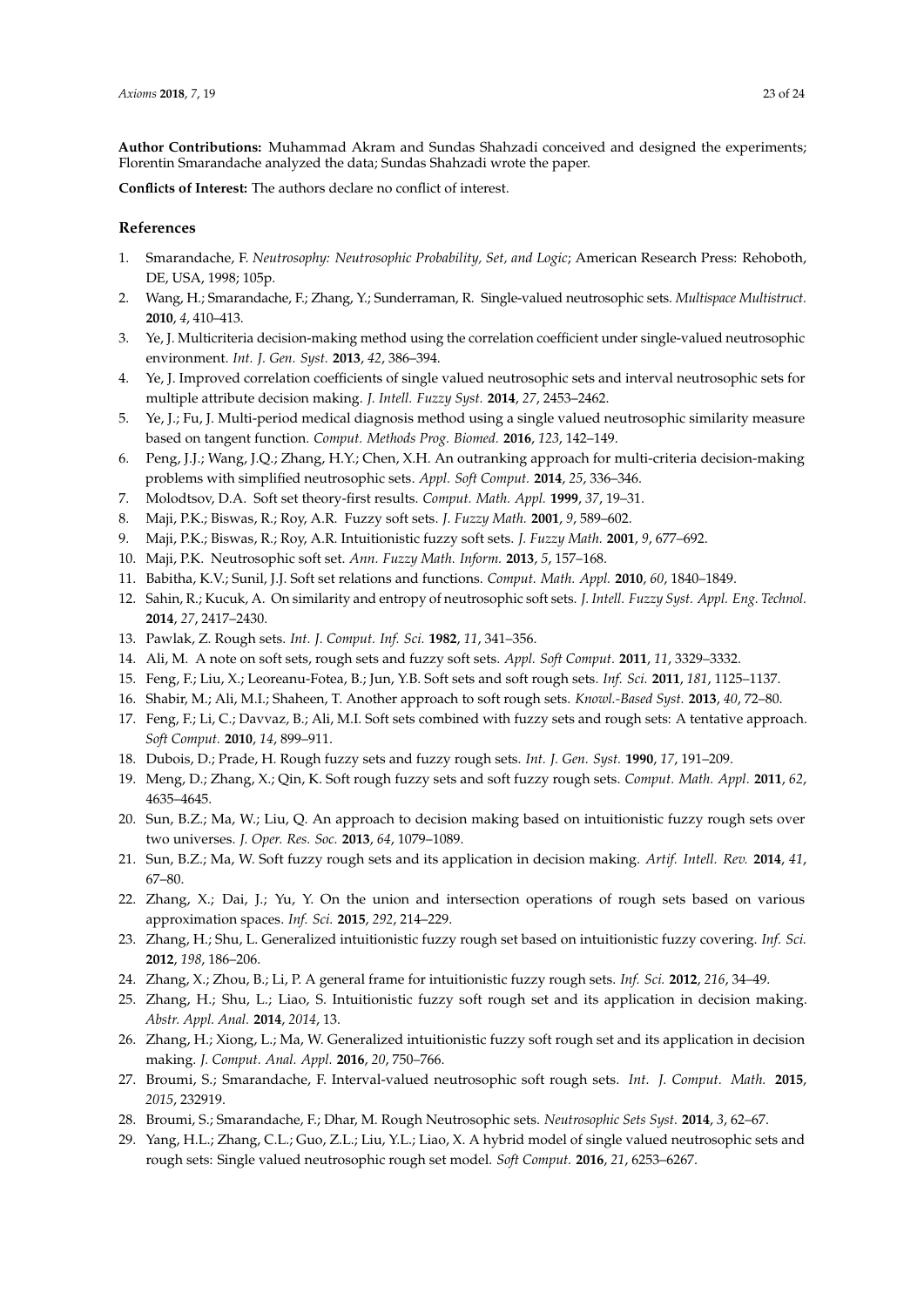**Author Contributions:** Muhammad Akram and Sundas Shahzadi conceived and designed the experiments; Florentin Smarandache analyzed the data; Sundas Shahzadi wrote the paper.

**Conflicts of Interest:** The authors declare no conflict of interest.

## References

1. Smarandache, F. *Neutrosophy: Neutrosophic Probability, Set, and Logic*; American Research Press: Rehoboth, DE, USA, 1998; 105p.
2. Wang, H.; Smarandache, F.; Zhang, Y.; Sunderraman, R. Single-valued neutrosophic sets. *Multispace Multistruct.* **2010**, *4*, 410–413.
3. Ye, J. Multicriteria decision-making method using the correlation coefficient under single-valued neutrosophic environment. *Int. J. Gen. Syst.* **2013**, *42*, 386–394.
4. Ye, J. Improved correlation coefficients of single valued neutrosophic sets and interval neutrosophic sets for multiple attribute decision making. *J. Intell. Fuzzy Syst.* **2014**, *27*, 2453–2462.
5. Ye, J.; Fu, J. Multi-period medical diagnosis method using a single valued neutrosophic similarity measure based on tangent function. *Comput. Methods Prog. Biomed.* **2016**, *123*, 142–149.
6. Peng, J.J.; Wang, J.Q.; Zhang, H.Y.; Chen, X.H. An outranking approach for multi-criteria decision-making problems with simplified neutrosophic sets. *Appl. Soft Comput.* **2014**, *25*, 336–346.
7. Molodtsov, D.A. Soft set theory-first results. *Comput. Math. Appl.* **1999**, *37*, 19–31.
8. Maji, P.K.; Biswas, R.; Roy, A.R. Fuzzy soft sets. *J. Fuzzy Math.* **2001**, *9*, 589–602.
9. Maji, P.K.; Biswas, R.; Roy, A.R. Intuitionistic fuzzy soft sets. *J. Fuzzy Math.* **2001**, *9*, 677–692.
10. Maji, P.K. Neutrosophic soft set. *Ann. Fuzzy Math. Inform.* **2013**, *5*, 157–168.
11. Babitha, K.V.; Sunil, J.J. Soft set relations and functions. *Comput. Math. Appl.* **2010**, *60*, 1840–1849.
12. Sahin, R.; Kucuk, A. On similarity and entropy of neutrosophic soft sets. *J. Intell. Fuzzy Syst. Appl. Eng. Technol.* **2014**, *27*, 2417–2430.
13. Pawlak, Z. Rough sets. *Int. J. Comput. Inf. Sci.* **1982**, *11*, 341–356.
14. Ali, M. A note on soft sets, rough sets and fuzzy soft sets. *Appl. Soft Comput.* **2011**, *11*, 3329–3332.
15. Feng, F.; Liu, X.; Leoreanu-Fotea, B.; Jun, Y.B. Soft sets and soft rough sets. *Inf. Sci.* **2011**, *181*, 1125–1137.
16. Shabir, M.; Ali, M.I.; Shaheen, T. Another approach to soft rough sets. *Knowl.-Based Syst.* **2013**, *40*, 72–80.
17. Feng, F.; Li, C.; Davvaz, B.; Ali, M.I. Soft sets combined with fuzzy sets and rough sets: A tentative approach. *Soft Comput.* **2010**, *14*, 899–911.
18. Dubois, D.; Prade, H. Rough fuzzy sets and fuzzy rough sets. *Int. J. Gen. Syst.* **1990**, *17*, 191–209.
19. Meng, D.; Zhang, X.; Qin, K. Soft rough fuzzy sets and soft fuzzy rough sets. *Comput. Math. Appl.* **2011**, *62*, 4635–4645.
20. Sun, B.Z.; Ma, W.; Liu, Q. An approach to decision making based on intuitionistic fuzzy rough sets over two universes. *J. Oper. Res. Soc.* **2013**, *64*, 1079–1089.
21. Sun, B.Z.; Ma, W. Soft fuzzy rough sets and its application in decision making. *Artif. Intell. Rev.* **2014**, *41*, 67–80.
22. Zhang, X.; Dai, J.; Yu, Y. On the union and intersection operations of rough sets based on various approximation spaces. *Inf. Sci.* **2015**, *292*, 214–229.
23. Zhang, H.; Shu, L. Generalized intuitionistic fuzzy rough set based on intuitionistic fuzzy covering. *Inf. Sci.* **2012**, *198*, 186–206.
24. Zhang, X.; Zhou, B.; Li, P. A general frame for intuitionistic fuzzy rough sets. *Inf. Sci.* **2012**, *216*, 34–49.
25. Zhang, H.; Shu, L.; Liao, S. Intuitionistic fuzzy soft rough set and its application in decision making. *Abstr. Appl. Anal.* **2014**, *2014*, 13.
26. Zhang, H.; Xiong, L.; Ma, W. Generalized intuitionistic fuzzy soft rough set and its application in decision making. *J. Comput. Anal. Appl.* **2016**, *20*, 750–766.
27. Broumi, S.; Smarandache, F. Interval-valued neutrosophic soft rough sets. *Int. J. Comput. Math.* **2015**, *2015*, 232919.
28. Broumi, S.; Smarandache, F.; Dhar, M. Rough Neutrosophic sets. *Neutrosophic Sets Syst.* **2014**, *3*, 62–67.
29. Yang, H.L.; Zhang, C.L.; Guo, Z.L.; Liu, Y.L.; Liao, X. A hybrid model of single valued neutrosophic sets and rough sets: Single valued neutrosophic rough set model. *Soft Comput.* **2016**, *21*, 6253–6267.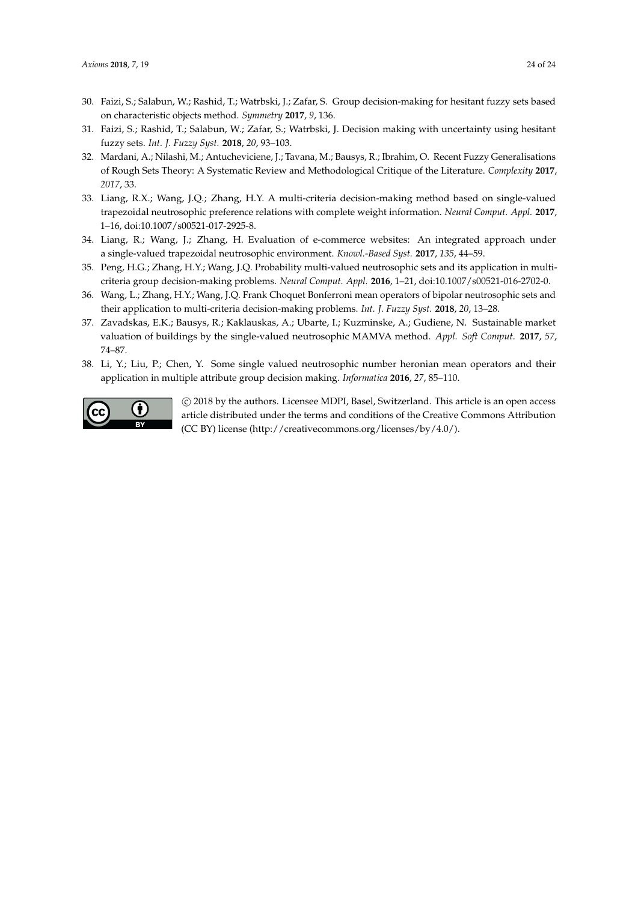30. Faizi, S.; Salabun, W.; Rashid, T.; Watrbski, J.; Zafar, S. Group decision-making for hesitant fuzzy sets based on characteristic objects method. *Symmetry* **2017**, *9*, 136.
31. Faizi, S.; Rashid, T.; Salabun, W.; Zafar, S.; Watrbski, J. Decision making with uncertainty using hesitant fuzzy sets. *Int. J. Fuzzy Syst.* **2018**, *20*, 93–103.
32. Mardani, A.; Nilashi, M.; Antucheviciene, J.; Tavana, M.; Bausys, R.; Ibrahim, O. Recent Fuzzy Generalisations of Rough Sets Theory: A Systematic Review and Methodological Critique of the Literature. *Complexity* **2017**, *2017*, 33.
33. Liang, R.X.; Wang, J.Q.; Zhang, H.Y. A multi-criteria decision-making method based on single-valued trapezoidal neutrosophic preference relations with complete weight information. *Neural Comput. Appl.* **2017**, 1–16, doi:10.1007/s00521-017-2925-8.
34. Liang, R.; Wang, J.; Zhang, H. Evaluation of e-commerce websites: An integrated approach under a single-valued trapezoidal neutrosophic environment. *Knowl.-Based Syst.* **2017**, *135*, 44–59.
35. Peng, H.G.; Zhang, H.Y.; Wang, J.Q. Probability multi-valued neutrosophic sets and its application in multi-criteria group decision-making problems. *Neural Comput. Appl.* **2016**, 1–21, doi:10.1007/s00521-016-2702-0.
36. Wang, L.; Zhang, H.Y.; Wang, J.Q. Frank Choquet Bonferroni mean operators of bipolar neutrosophic sets and their application to multi-criteria decision-making problems. *Int. J. Fuzzy Syst.* **2018**, *20*, 13–28.
37. Zavadskas, E.K.; Bausys, R.; Kaklauskas, A.; Ubarte, I.; Kuzminske, A.; Gudiene, N. Sustainable market valuation of buildings by the single-valued neutrosophic MAMVA method. *Appl. Soft Comput.* **2017**, *57*, 74–87.
38. Li, Y.; Liu, P.; Chen, Y. Some single valued neutrosophic number heronian mean operators and their application in multiple attribute group decision making. *Informatica* **2016**, *27*, 85–110.

© 2018 by the authors. Licensee MDPI, Basel, Switzerland. This article is an open access article distributed under the terms and conditions of the Creative Commons Attribution (CC BY) license (http://creativecommons.org/licenses/by/4.0/).